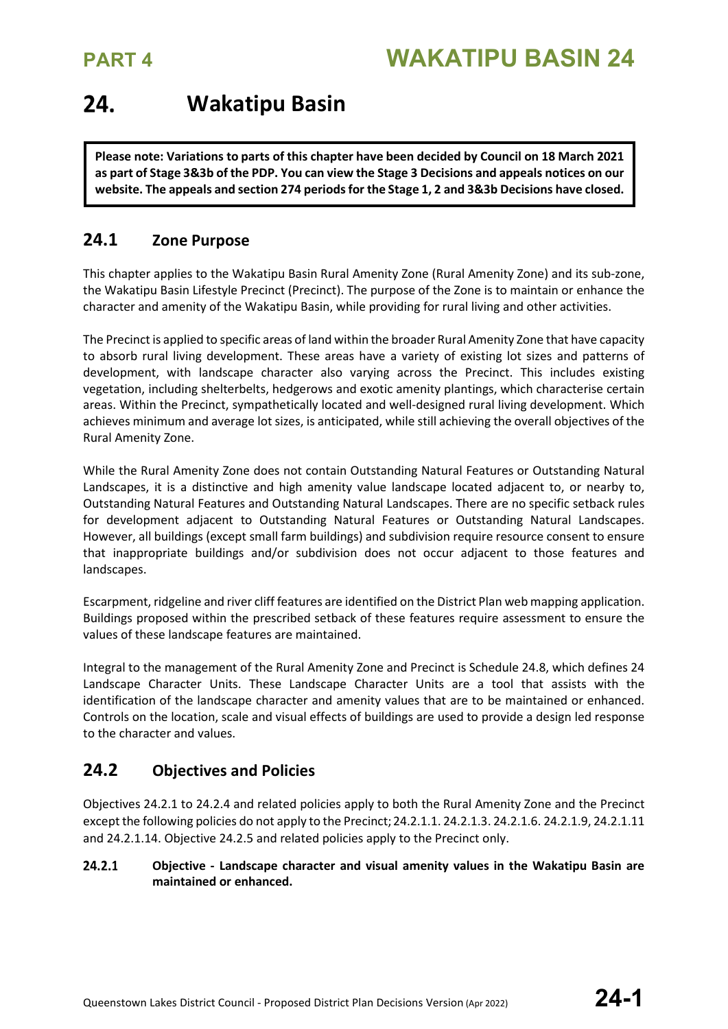# 24. Wakatipu Basin

**Please note: Variations to parts of this chapter have been decided by Council on 18 March 2021 as part of Stage 3&3b of the PDP. You can view the Stage 3 Decisions and appeals notices on our website. The appeals and section 274 periods for the Stage 1, 2 and 3&3b Decisions have closed.**

## 24.1 Zone Purpose

This chapter applies to the Wakatipu Basin Rural Amenity Zone (Rural Amenity Zone) and its sub-zone, the Wakatipu Basin Lifestyle Precinct (Precinct). The purpose of the Zone is to maintain or enhance the character and amenity of the Wakatipu Basin, while providing for rural living and other activities.

The Precinct is applied to specific areas of land within the broader Rural Amenity Zone that have capacity to absorb rural living development. These areas have a variety of existing lot sizes and patterns of development, with landscape character also varying across the Precinct. This includes existing vegetation, including shelterbelts, hedgerows and exotic amenity plantings, which characterise certain areas. Within the Precinct, sympathetically located and well-designed rural living development. Which achieves minimum and average lot sizes, is anticipated, while still achieving the overall objectives of the Rural Amenity Zone.

While the Rural Amenity Zone does not contain Outstanding Natural Features or Outstanding Natural Landscapes, it is a distinctive and high amenity value landscape located adjacent to, or nearby to, Outstanding Natural Features and Outstanding Natural Landscapes. There are no specific setback rules for development adjacent to Outstanding Natural Features or Outstanding Natural Landscapes. However, all buildings (except small farm buildings) and subdivision require resource consent to ensure that inappropriate buildings and/or subdivision does not occur adjacent to those features and landscapes.

Escarpment, ridgeline and river cliff features are identified on the District Plan web mapping application. Buildings proposed within the prescribed setback of these features require assessment to ensure the values of these landscape features are maintained.

Integral to the management of the Rural Amenity Zone and Precinct is Schedule 24.8, which defines 24 Landscape Character Units. These Landscape Character Units are a tool that assists with the identification of the landscape character and amenity values that are to be maintained or enhanced. Controls on the location, scale and visual effects of buildings are used to provide a design led response to the character and values.

## 24.2 Objectives and Policies

Objectives 24.2.1 to 24.2.4 and related policies apply to both the Rural Amenity Zone and the Precinct except the following policies do not apply to the Precinct; 24.2.1.1. 24.2.1.3. 24.2.1.6. 24.2.1.9, 24.2.1.11 and 24.2.1.14. Objective 24.2.5 and related policies apply to the Precinct only.

**24.2.1 Objective - Landscape character and visual amenity values in the Wakatipu Basin are maintained or enhanced.**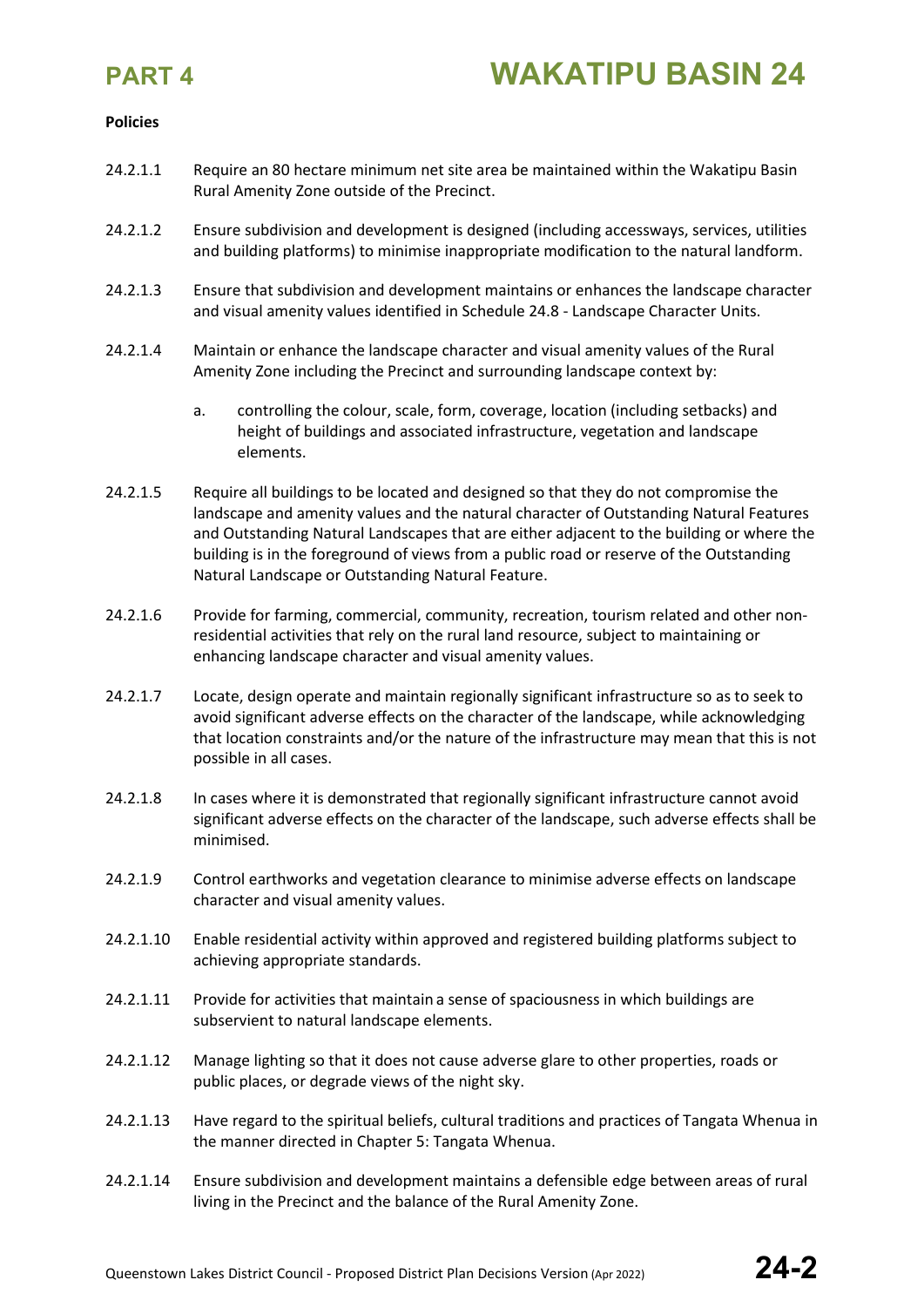**Policies**

24.2.1.1 Require an 80 hectare minimum net site area be maintained within the Wakatipu Basin Rural Amenity Zone outside of the Precinct.

24.2.1.2 Ensure subdivision and development is designed (including accessways, services, utilities and building platforms) to minimise inappropriate modification to the natural landform.

24.2.1.3 Ensure that subdivision and development maintains or enhances the landscape character and visual amenity values identified in Schedule 24.8 - Landscape Character Units.

24.2.1.4 Maintain or enhance the landscape character and visual amenity values of the Rural Amenity Zone including the Precinct and surrounding landscape context by:

a. controlling the colour, scale, form, coverage, location (including setbacks) and height of buildings and associated infrastructure, vegetation and landscape elements.

24.2.1.5 Require all buildings to be located and designed so that they do not compromise the landscape and amenity values and the natural character of Outstanding Natural Features and Outstanding Natural Landscapes that are either adjacent to the building or where the building is in the foreground of views from a public road or reserve of the Outstanding Natural Landscape or Outstanding Natural Feature.

24.2.1.6 Provide for farming, commercial, community, recreation, tourism related and other non-residential activities that rely on the rural land resource, subject to maintaining or enhancing landscape character and visual amenity values.

24.2.1.7 Locate, design operate and maintain regionally significant infrastructure so as to seek to avoid significant adverse effects on the character of the landscape, while acknowledging that location constraints and/or the nature of the infrastructure may mean that this is not possible in all cases.

24.2.1.8 In cases where it is demonstrated that regionally significant infrastructure cannot avoid significant adverse effects on the character of the landscape, such adverse effects shall be minimised.

24.2.1.9 Control earthworks and vegetation clearance to minimise adverse effects on landscape character and visual amenity values.

24.2.1.10 Enable residential activity within approved and registered building platforms subject to achieving appropriate standards.

24.2.1.11 Provide for activities that maintain a sense of spaciousness in which buildings are subservient to natural landscape elements.

24.2.1.12 Manage lighting so that it does not cause adverse glare to other properties, roads or public places, or degrade views of the night sky.

24.2.1.13 Have regard to the spiritual beliefs, cultural traditions and practices of Tangata Whenua in the manner directed in Chapter 5: Tangata Whenua.

24.2.1.14 Ensure subdivision and development maintains a defensible edge between areas of rural living in the Precinct and the balance of the Rural Amenity Zone.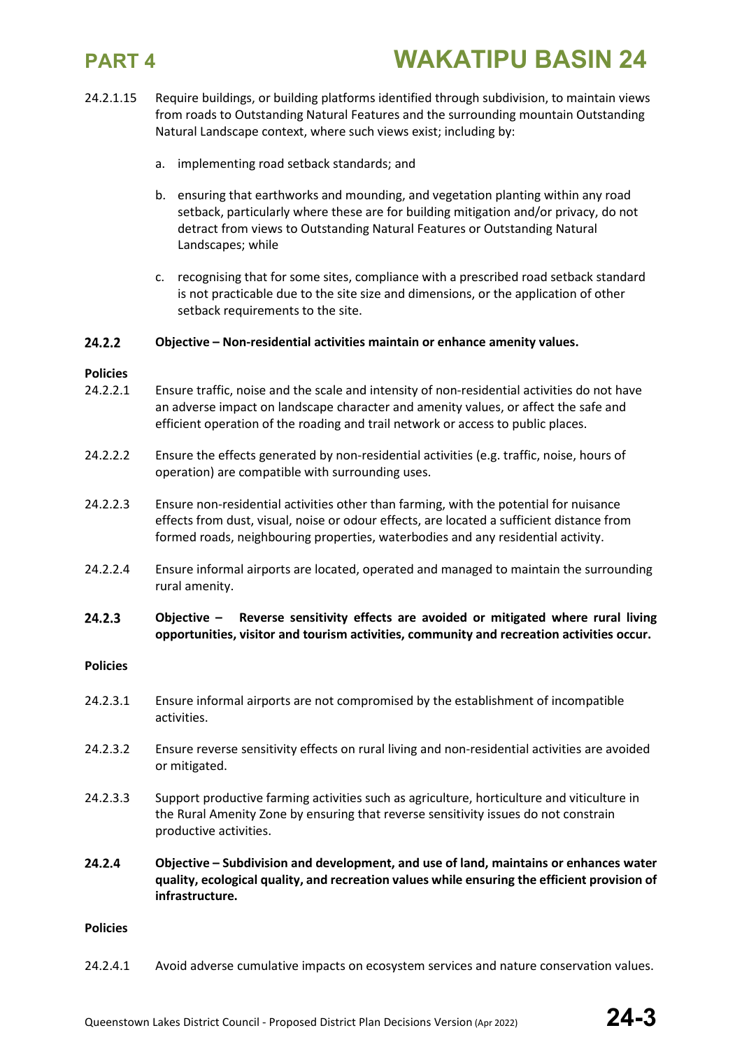24.2.1.15 Require buildings, or building platforms identified through subdivision, to maintain views from roads to Outstanding Natural Features and the surrounding mountain Outstanding Natural Landscape context, where such views exist; including by:

a. implementing road setback standards; and

b. ensuring that earthworks and mounding, and vegetation planting within any road setback, particularly where these are for building mitigation and/or privacy, do not detract from views to Outstanding Natural Features or Outstanding Natural Landscapes; while

c. recognising that for some sites, compliance with a prescribed road setback standard is not practicable due to the site size and dimensions, or the application of other setback requirements to the site.

### 24.2.2 Objective – Non-residential activities maintain or enhance amenity values.

**Policies**

24.2.2.1 Ensure traffic, noise and the scale and intensity of non-residential activities do not have an adverse impact on landscape character and amenity values, or affect the safe and efficient operation of the roading and trail network or access to public places.

24.2.2.2 Ensure the effects generated by non-residential activities (e.g. traffic, noise, hours of operation) are compatible with surrounding uses.

24.2.2.3 Ensure non-residential activities other than farming, with the potential for nuisance effects from dust, visual, noise or odour effects, are located a sufficient distance from formed roads, neighbouring properties, waterbodies and any residential activity.

24.2.2.4 Ensure informal airports are located, operated and managed to maintain the surrounding rural amenity.

### 24.2.3 Objective – Reverse sensitivity effects are avoided or mitigated where rural living opportunities, visitor and tourism activities, community and recreation activities occur.

**Policies**

24.2.3.1 Ensure informal airports are not compromised by the establishment of incompatible activities.

24.2.3.2 Ensure reverse sensitivity effects on rural living and non-residential activities are avoided or mitigated.

24.2.3.3 Support productive farming activities such as agriculture, horticulture and viticulture in the Rural Amenity Zone by ensuring that reverse sensitivity issues do not constrain productive activities.

### 24.2.4 Objective – Subdivision and development, and use of land, maintains or enhances water quality, ecological quality, and recreation values while ensuring the efficient provision of infrastructure.

**Policies**

24.2.4.1 Avoid adverse cumulative impacts on ecosystem services and nature conservation values.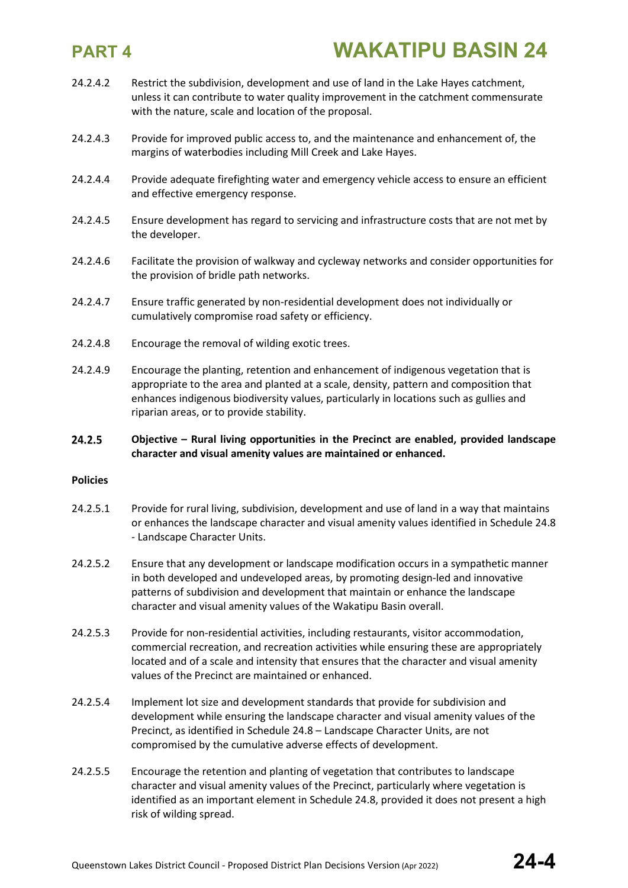24.2.4.2 Restrict the subdivision, development and use of land in the Lake Hayes catchment, unless it can contribute to water quality improvement in the catchment commensurate with the nature, scale and location of the proposal.

24.2.4.3 Provide for improved public access to, and the maintenance and enhancement of, the margins of waterbodies including Mill Creek and Lake Hayes.

24.2.4.4 Provide adequate firefighting water and emergency vehicle access to ensure an efficient and effective emergency response.

24.2.4.5 Ensure development has regard to servicing and infrastructure costs that are not met by the developer.

24.2.4.6 Facilitate the provision of walkway and cycleway networks and consider opportunities for the provision of bridle path networks.

24.2.4.7 Ensure traffic generated by non-residential development does not individually or cumulatively compromise road safety or efficiency.

24.2.4.8 Encourage the removal of wilding exotic trees.

24.2.4.9 Encourage the planting, retention and enhancement of indigenous vegetation that is appropriate to the area and planted at a scale, density, pattern and composition that enhances indigenous biodiversity values, particularly in locations such as gullies and riparian areas, or to provide stability.

### 24.2.5 Objective – Rural living opportunities in the Precinct are enabled, provided landscape character and visual amenity values are maintained or enhanced.

**Policies**

24.2.5.1 Provide for rural living, subdivision, development and use of land in a way that maintains or enhances the landscape character and visual amenity values identified in Schedule 24.8 - Landscape Character Units.

24.2.5.2 Ensure that any development or landscape modification occurs in a sympathetic manner in both developed and undeveloped areas, by promoting design-led and innovative patterns of subdivision and development that maintain or enhance the landscape character and visual amenity values of the Wakatipu Basin overall.

24.2.5.3 Provide for non-residential activities, including restaurants, visitor accommodation, commercial recreation, and recreation activities while ensuring these are appropriately located and of a scale and intensity that ensures that the character and visual amenity values of the Precinct are maintained or enhanced.

24.2.5.4 Implement lot size and development standards that provide for subdivision and development while ensuring the landscape character and visual amenity values of the Precinct, as identified in Schedule 24.8 – Landscape Character Units, are not compromised by the cumulative adverse effects of development.

24.2.5.5 Encourage the retention and planting of vegetation that contributes to landscape character and visual amenity values of the Precinct, particularly where vegetation is identified as an important element in Schedule 24.8, provided it does not present a high risk of wilding spread.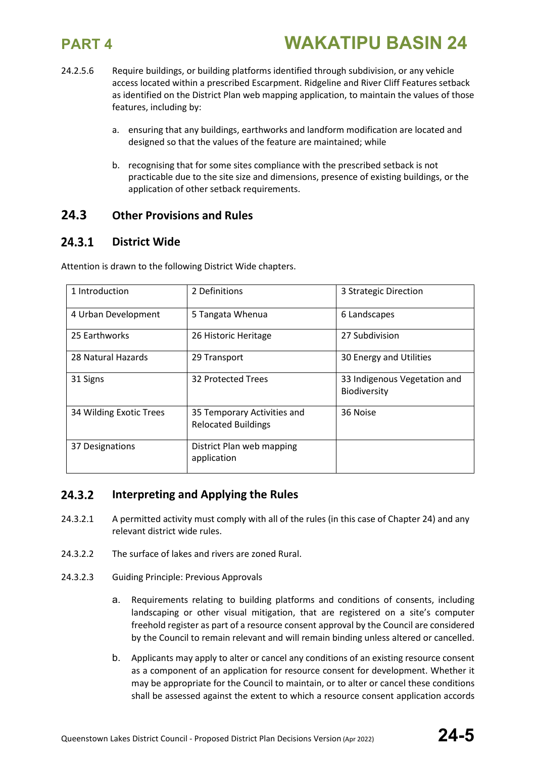24.2.5.6 Require buildings, or building platforms identified through subdivision, or any vehicle access located within a prescribed Escarpment. Ridgeline and River Cliff Features setback as identified on the District Plan web mapping application, to maintain the values of those features, including by:

a. ensuring that any buildings, earthworks and landform modification are located and designed so that the values of the feature are maintained; while

b. recognising that for some sites compliance with the prescribed setback is not practicable due to the site size and dimensions, presence of existing buildings, or the application of other setback requirements.

## 24.3 Other Provisions and Rules

### 24.3.1 District Wide

Attention is drawn to the following District Wide chapters.

| | | |
|---|---|---|
| 1 Introduction | 2 Definitions | 3 Strategic Direction |
| 4 Urban Development | 5 Tangata Whenua | 6 Landscapes |
| 25 Earthworks | 26 Historic Heritage | 27 Subdivision |
| 28 Natural Hazards | 29 Transport | 30 Energy and Utilities |
| 31 Signs | 32 Protected Trees | 33 Indigenous Vegetation and Biodiversity |
| 34 Wilding Exotic Trees | 35 Temporary Activities and Relocated Buildings | 36 Noise |
| 37 Designations | District Plan web mapping application | |

### 24.3.2 Interpreting and Applying the Rules

24.3.2.1 A permitted activity must comply with all of the rules (in this case of Chapter 24) and any relevant district wide rules.

24.3.2.2 The surface of lakes and rivers are zoned Rural.

24.3.2.3 Guiding Principle: Previous Approvals

a. Requirements relating to building platforms and conditions of consents, including landscaping or other visual mitigation, that are registered on a site's computer freehold register as part of a resource consent approval by the Council are considered by the Council to remain relevant and will remain binding unless altered or cancelled.

b. Applicants may apply to alter or cancel any conditions of an existing resource consent as a component of an application for resource consent for development. Whether it may be appropriate for the Council to maintain, or to alter or cancel these conditions shall be assessed against the extent to which a resource consent application accords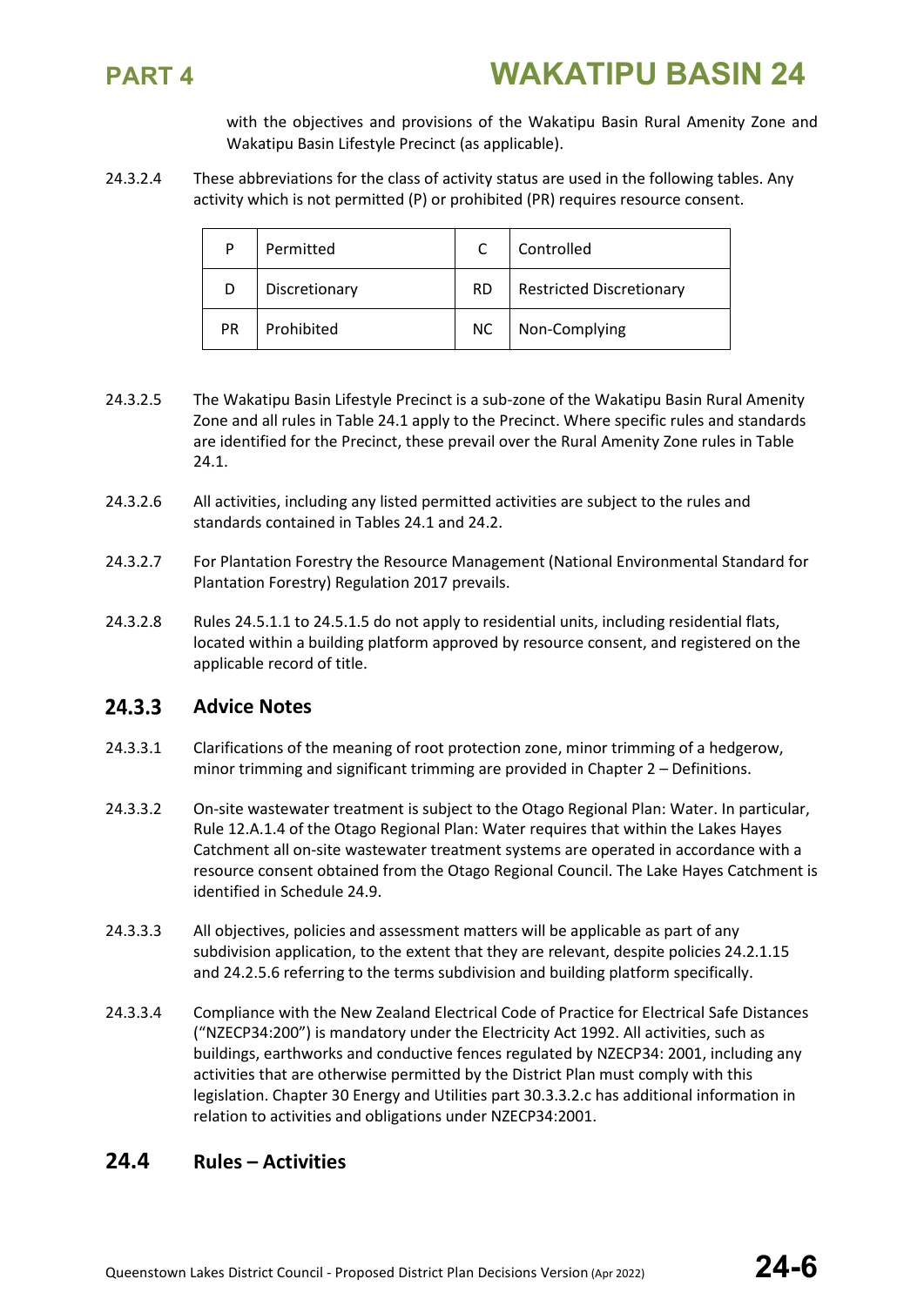with the objectives and provisions of the Wakatipu Basin Rural Amenity Zone and Wakatipu Basin Lifestyle Precinct (as applicable).

24.3.2.4 These abbreviations for the class of activity status are used in the following tables. Any activity which is not permitted (P) or prohibited (PR) requires resource consent.

| P | Permitted | C | Controlled |
|---|---|---|---|
| D | Discretionary | RD | Restricted Discretionary |
| PR | Prohibited | NC | Non-Complying |

24.3.2.5 The Wakatipu Basin Lifestyle Precinct is a sub-zone of the Wakatipu Basin Rural Amenity Zone and all rules in Table 24.1 apply to the Precinct. Where specific rules and standards are identified for the Precinct, these prevail over the Rural Amenity Zone rules in Table 24.1.

24.3.2.6 All activities, including any listed permitted activities are subject to the rules and standards contained in Tables 24.1 and 24.2.

24.3.2.7 For Plantation Forestry the Resource Management (National Environmental Standard for Plantation Forestry) Regulation 2017 prevails.

24.3.2.8 Rules 24.5.1.1 to 24.5.1.5 do not apply to residential units, including residential flats, located within a building platform approved by resource consent, and registered on the applicable record of title.

## 24.3.3 Advice Notes

24.3.3.1 Clarifications of the meaning of root protection zone, minor trimming of a hedgerow, minor trimming and significant trimming are provided in Chapter 2 – Definitions.

24.3.3.2 On-site wastewater treatment is subject to the Otago Regional Plan: Water. In particular, Rule 12.A.1.4 of the Otago Regional Plan: Water requires that within the Lakes Hayes Catchment all on-site wastewater treatment systems are operated in accordance with a resource consent obtained from the Otago Regional Council. The Lake Hayes Catchment is identified in Schedule 24.9.

24.3.3.3 All objectives, policies and assessment matters will be applicable as part of any subdivision application, to the extent that they are relevant, despite policies 24.2.1.15 and 24.2.5.6 referring to the terms subdivision and building platform specifically.

24.3.3.4 Compliance with the New Zealand Electrical Code of Practice for Electrical Safe Distances ("NZECP34:200") is mandatory under the Electricity Act 1992. All activities, such as buildings, earthworks and conductive fences regulated by NZECP34: 2001, including any activities that are otherwise permitted by the District Plan must comply with this legislation. Chapter 30 Energy and Utilities part 30.3.3.2.c has additional information in relation to activities and obligations under NZECP34:2001.

## 24.4 Rules – Activities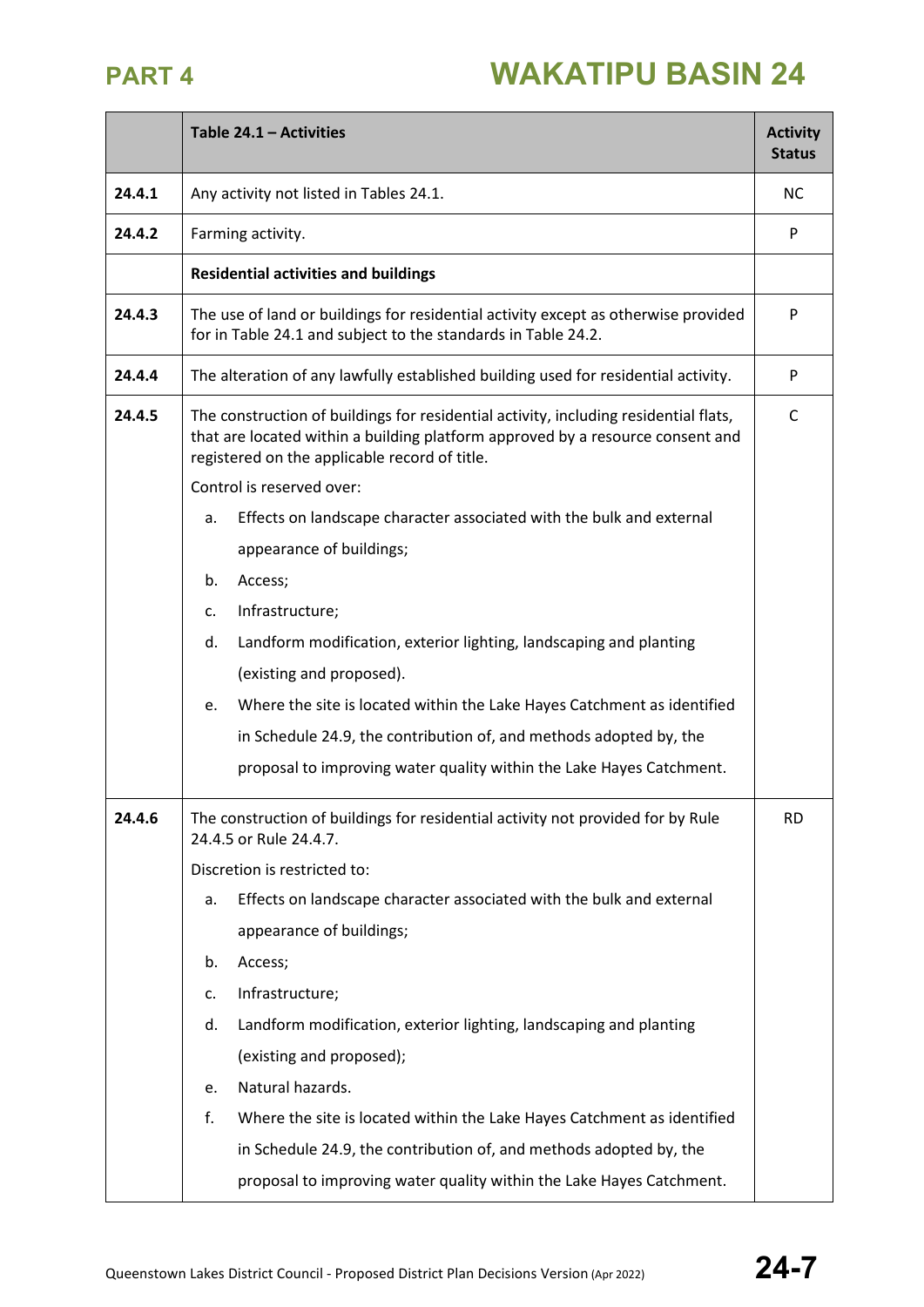| | Table 24.1 – Activities | Activity Status |
|---|---|---|
| 24.4.1 | Any activity not listed in Tables 24.1. | NC |
| 24.4.2 | Farming activity. | P |
| | **Residential activities and buildings** | |
| 24.4.3 | The use of land or buildings for residential activity except as otherwise provided for in Table 24.1 and subject to the standards in Table 24.2. | P |
| 24.4.4 | The alteration of any lawfully established building used for residential activity. | P |
| 24.4.5 | The construction of buildings for residential activity, including residential flats, that are located within a building platform approved by a resource consent and registered on the applicable record of title.<br><br>Control is reserved over:<br><br>a. Effects on landscape character associated with the bulk and external appearance of buildings;<br>b. Access;<br>c. Infrastructure;<br>d. Landform modification, exterior lighting, landscaping and planting (existing and proposed).<br>e. Where the site is located within the Lake Hayes Catchment as identified in Schedule 24.9, the contribution of, and methods adopted by, the proposal to improving water quality within the Lake Hayes Catchment. | C |
| 24.4.6 | The construction of buildings for residential activity not provided for by Rule 24.4.5 or Rule 24.4.7.<br><br>Discretion is restricted to:<br><br>a. Effects on landscape character associated with the bulk and external appearance of buildings;<br>b. Access;<br>c. Infrastructure;<br>d. Landform modification, exterior lighting, landscaping and planting (existing and proposed);<br>e. Natural hazards.<br>f. Where the site is located within the Lake Hayes Catchment as identified in Schedule 24.9, the contribution of, and methods adopted by, the proposal to improving water quality within the Lake Hayes Catchment. | RD |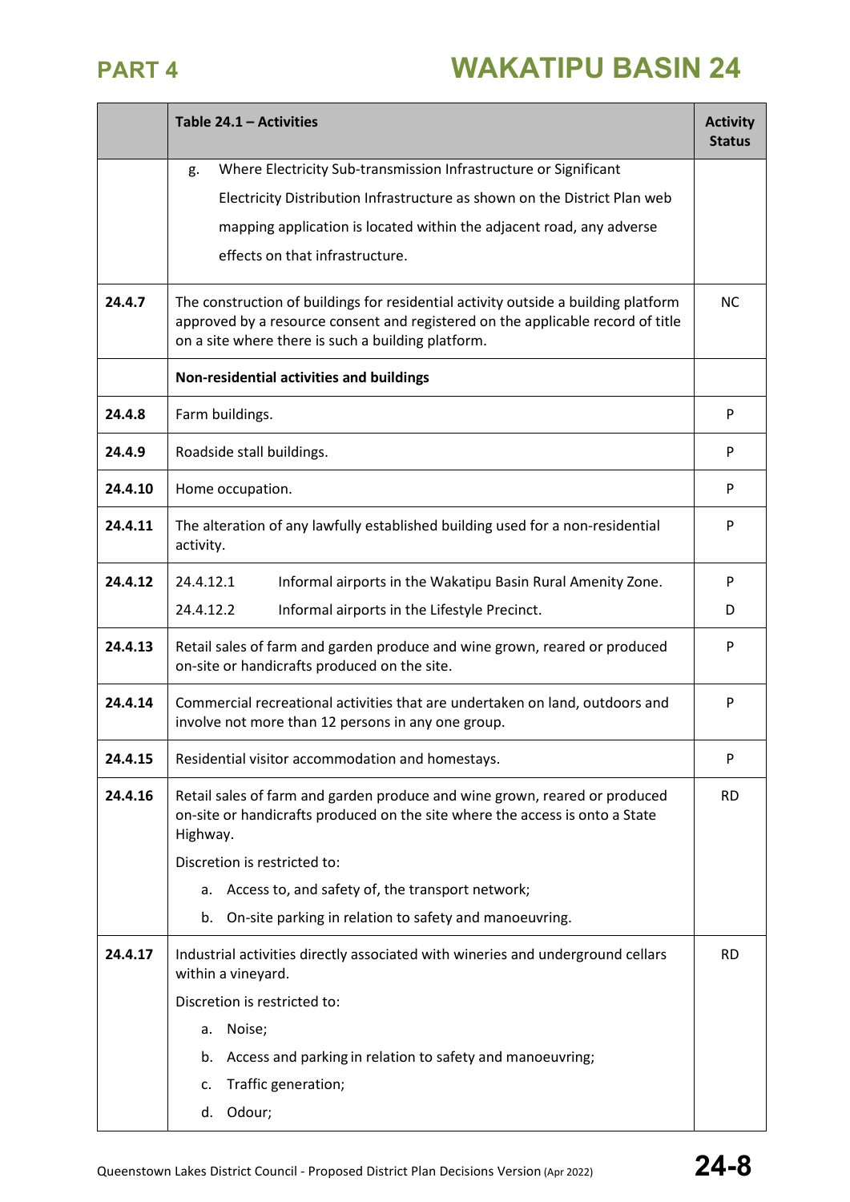| | Table 24.1 – Activities | Activity Status |
|---|---|---|
| | g. Where Electricity Sub-transmission Infrastructure or Significant Electricity Distribution Infrastructure as shown on the District Plan web mapping application is located within the adjacent road, any adverse effects on that infrastructure. | |
| 24.4.7 | The construction of buildings for residential activity outside a building platform approved by a resource consent and registered on the applicable record of title on a site where there is such a building platform. | NC |
| | **Non-residential activities and buildings** | |
| 24.4.8 | Farm buildings. | P |
| 24.4.9 | Roadside stall buildings. | P |
| 24.4.10 | Home occupation. | P |
| 24.4.11 | The alteration of any lawfully established building used for a non-residential activity. | P |
| 24.4.12 | 24.4.12.1 Informal airports in the Wakatipu Basin Rural Amenity Zone.<br>24.4.12.2 Informal airports in the Lifestyle Precinct. | P<br>D |
| 24.4.13 | Retail sales of farm and garden produce and wine grown, reared or produced on-site or handicrafts produced on the site. | P |
| 24.4.14 | Commercial recreational activities that are undertaken on land, outdoors and involve not more than 12 persons in any one group. | P |
| 24.4.15 | Residential visitor accommodation and homestays. | P |
| 24.4.16 | Retail sales of farm and garden produce and wine grown, reared or produced on-site or handicrafts produced on the site where the access is onto a State Highway.<br>Discretion is restricted to:<br>a. Access to, and safety of, the transport network;<br>b. On-site parking in relation to safety and manoeuvring. | RD |
| 24.4.17 | Industrial activities directly associated with wineries and underground cellars within a vineyard.<br>Discretion is restricted to:<br>a. Noise;<br>b. Access and parking in relation to safety and manoeuvring;<br>c. Traffic generation;<br>d. Odour; | RD |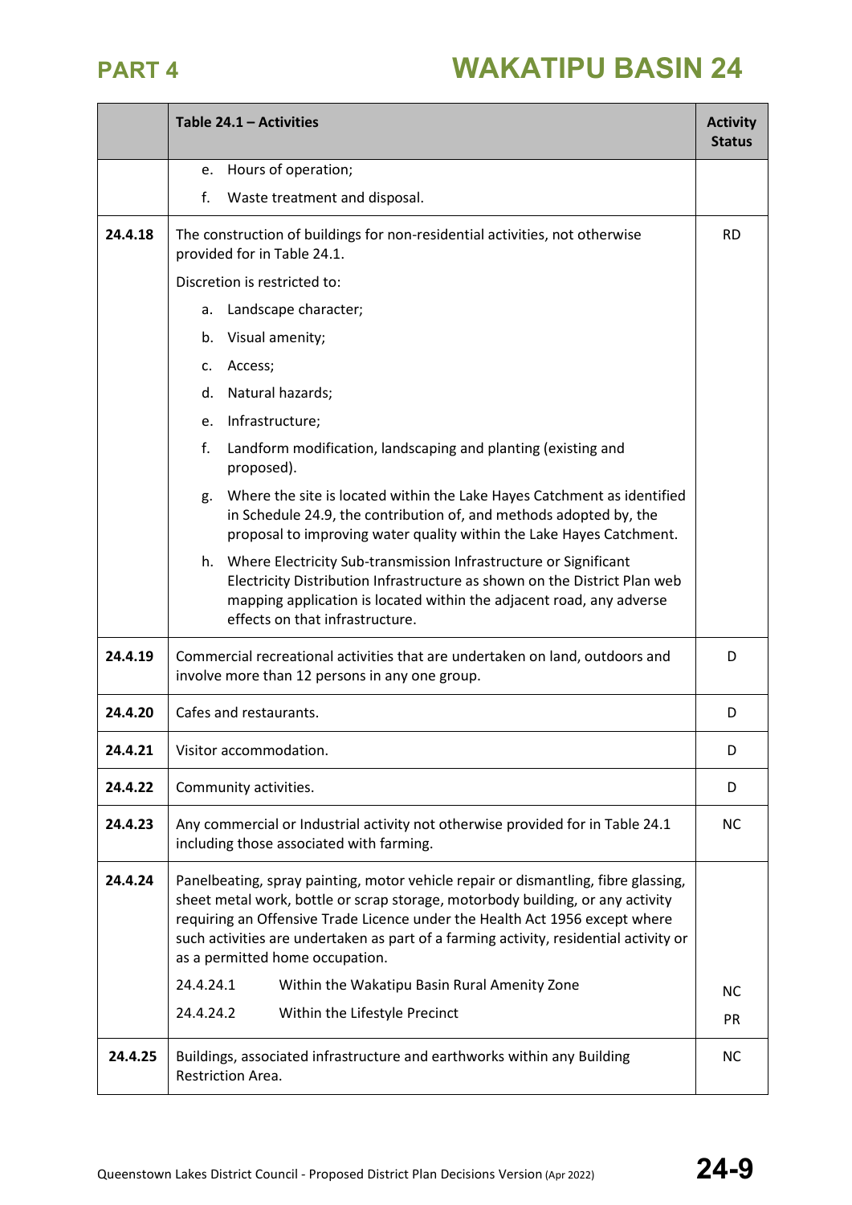| | Table 24.1 – Activities | Activity Status |
|---|---|---|
| | e. Hours of operation;<br>f. Waste treatment and disposal. | |
| 24.4.18 | The construction of buildings for non-residential activities, not otherwise provided for in Table 24.1.<br>Discretion is restricted to:<br>a. Landscape character;<br>b. Visual amenity;<br>c. Access;<br>d. Natural hazards;<br>e. Infrastructure;<br>f. Landform modification, landscaping and planting (existing and proposed).<br>g. Where the site is located within the Lake Hayes Catchment as identified in Schedule 24.9, the contribution of, and methods adopted by, the proposal to improving water quality within the Lake Hayes Catchment.<br>h. Where Electricity Sub-transmission Infrastructure or Significant Electricity Distribution Infrastructure as shown on the District Plan web mapping application is located within the adjacent road, any adverse effects on that infrastructure. | RD |
| 24.4.19 | Commercial recreational activities that are undertaken on land, outdoors and involve more than 12 persons in any one group. | D |
| 24.4.20 | Cafes and restaurants. | D |
| 24.4.21 | Visitor accommodation. | D |
| 24.4.22 | Community activities. | D |
| 24.4.23 | Any commercial or Industrial activity not otherwise provided for in Table 24.1 including those associated with farming. | NC |
| 24.4.24 | Panelbeating, spray painting, motor vehicle repair or dismantling, fibre glassing, sheet metal work, bottle or scrap storage, motorbody building, or any activity requiring an Offensive Trade Licence under the Health Act 1956 except where such activities are undertaken as part of a farming activity, residential activity or as a permitted home occupation. | |
| | 24.4.24.1 Within the Wakatipu Basin Rural Amenity Zone | NC |
| | 24.4.24.2 Within the Lifestyle Precinct | PR |
| 24.4.25 | Buildings, associated infrastructure and earthworks within any Building Restriction Area. | NC |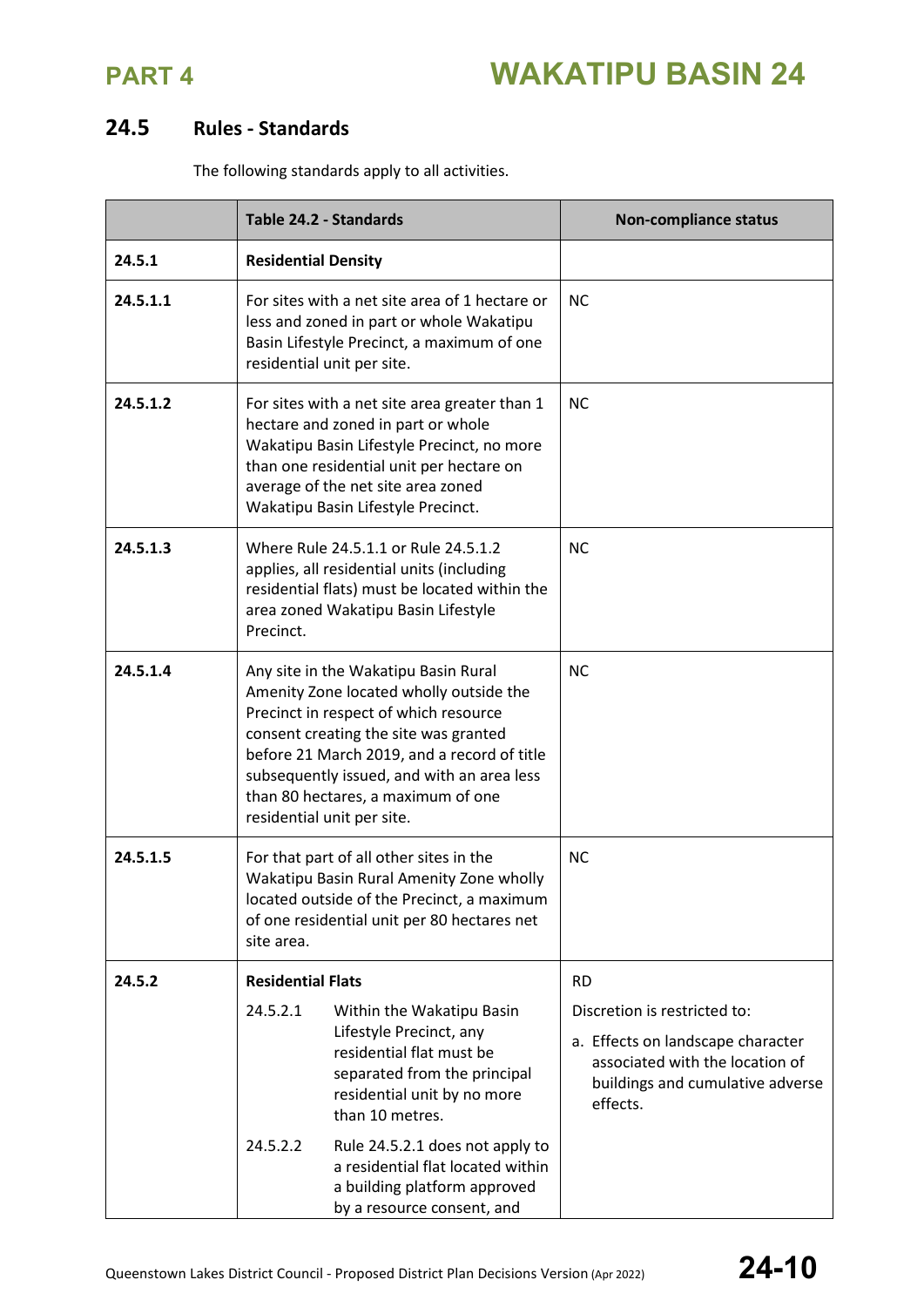## 24.5 Rules - Standards

The following standards apply to all activities.

| | Table 24.2 - Standards | Non-compliance status |
|---|---|---|
| **24.5.1** | **Residential Density** | |
| **24.5.1.1** | For sites with a net site area of 1 hectare or less and zoned in part or whole Wakatipu Basin Lifestyle Precinct, a maximum of one residential unit per site. | NC |
| **24.5.1.2** | For sites with a net site area greater than 1 hectare and zoned in part or whole Wakatipu Basin Lifestyle Precinct, no more than one residential unit per hectare on average of the net site area zoned Wakatipu Basin Lifestyle Precinct. | NC |
| **24.5.1.3** | Where Rule 24.5.1.1 or Rule 24.5.1.2 applies, all residential units (including residential flats) must be located within the area zoned Wakatipu Basin Lifestyle Precinct. | NC |
| **24.5.1.4** | Any site in the Wakatipu Basin Rural Amenity Zone located wholly outside the Precinct in respect of which resource consent creating the site was granted before 21 March 2019, and a record of title subsequently issued, and with an area less than 80 hectares, a maximum of one residential unit per site. | NC |
| **24.5.1.5** | For that part of all other sites in the Wakatipu Basin Rural Amenity Zone wholly located outside of the Precinct, a maximum of one residential unit per 80 hectares net site area. | NC |
| **24.5.2** | **Residential Flats**<br><br>24.5.2.1 Within the Wakatipu Basin Lifestyle Precinct, any residential flat must be separated from the principal residential unit by no more than 10 metres.<br><br>24.5.2.2 Rule 24.5.2.1 does not apply to a residential flat located within a building platform approved by a resource consent, and | RD<br><br>Discretion is restricted to:<br><br>a. Effects on landscape character associated with the location of buildings and cumulative adverse effects. |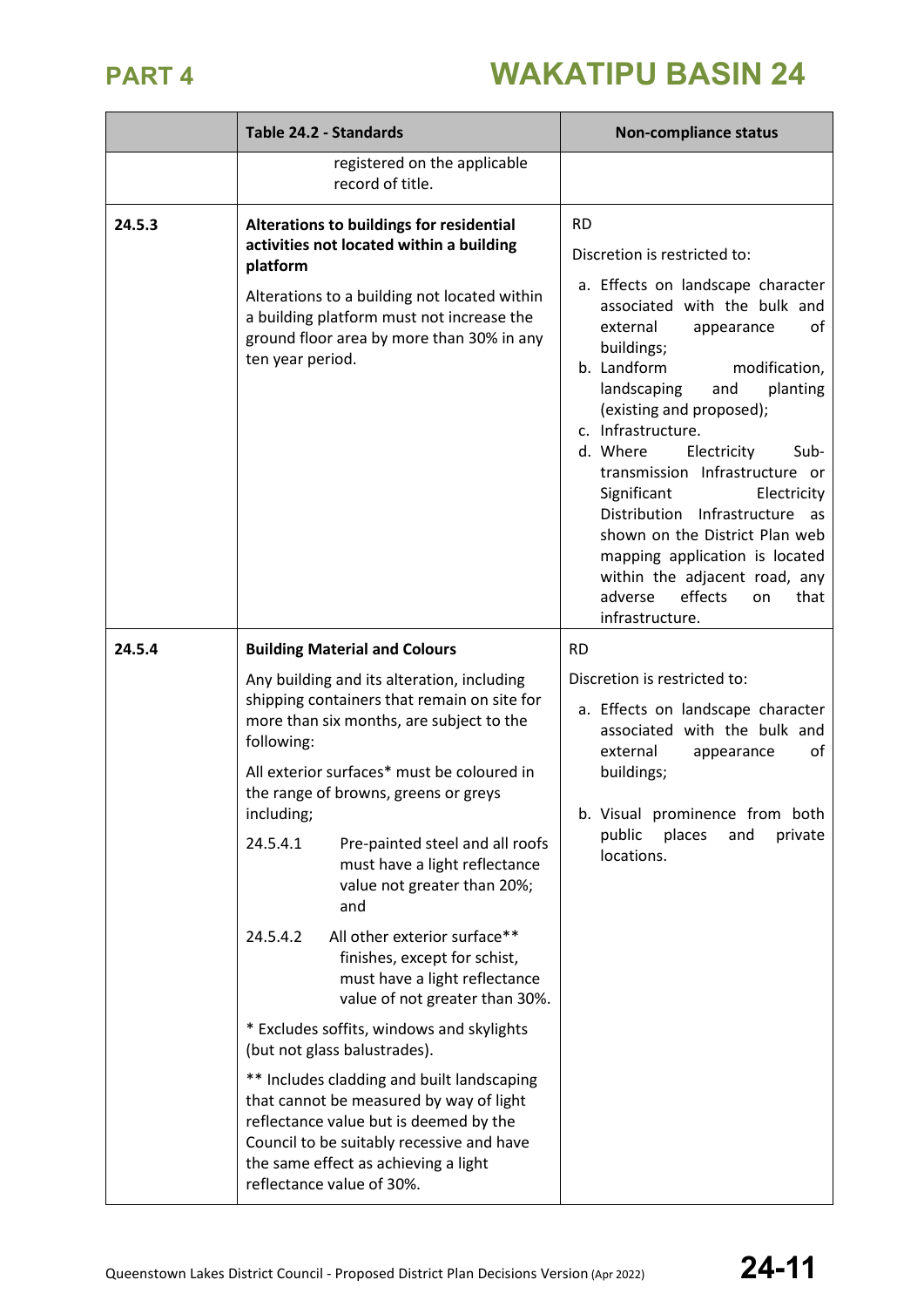| | Table 24.2 - Standards | Non-compliance status |
|---|---|---|
| | registered on the applicable record of title. | |
| 24.5.3 | **Alterations to buildings for residential activities not located within a building platform**<br><br>Alterations to a building not located within a building platform must not increase the ground floor area by more than 30% in any ten year period. | RD<br><br>Discretion is restricted to:<br><br>a. Effects on landscape character associated with the bulk and external appearance of buildings;<br>b. Landform modification, landscaping and planting (existing and proposed);<br>c. Infrastructure.<br>d. Where Electricity Sub-transmission Infrastructure or Significant Electricity Distribution Infrastructure as shown on the District Plan web mapping application is located within the adjacent road, any adverse effects on that infrastructure. |
| 24.5.4 | **Building Material and Colours**<br><br>Any building and its alteration, including shipping containers that remain on site for more than six months, are subject to the following:<br><br>All exterior surfaces* must be coloured in the range of browns, greens or greys including;<br><br>24.5.4.1 Pre-painted steel and all roofs must have a light reflectance value not greater than 20%; and<br><br>24.5.4.2 All other exterior surface** finishes, except for schist, must have a light reflectance value of not greater than 30%.<br><br>* Excludes soffits, windows and skylights (but not glass balustrades).<br><br>** Includes cladding and built landscaping that cannot be measured by way of light reflectance value but is deemed by the Council to be suitably recessive and have the same effect as achieving a light reflectance value of 30%. | RD<br><br>Discretion is restricted to:<br><br>a. Effects on landscape character associated with the bulk and external appearance of buildings;<br><br>b. Visual prominence from both public places and private locations. |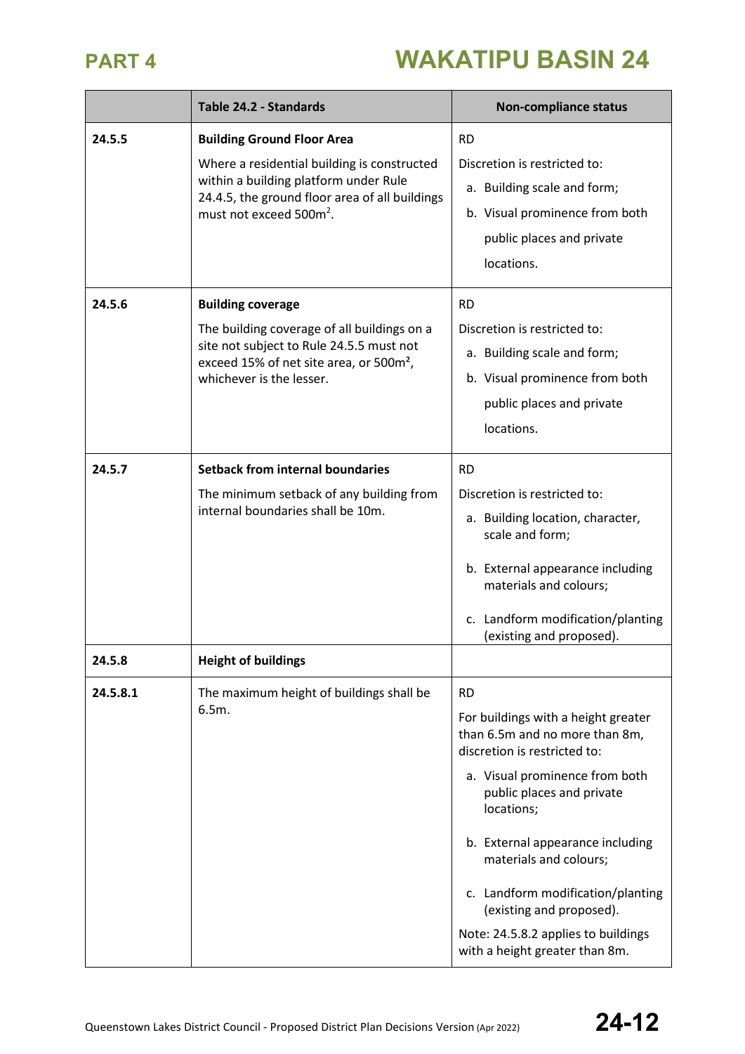| | Table 24.2 - Standards | Non-compliance status |
|---|---|---|
| **24.5.5** | **Building Ground Floor Area**<br>Where a residential building is constructed within a building platform under Rule 24.4.5, the ground floor area of all buildings must not exceed 500m². | RD<br>Discretion is restricted to:<br>a. Building scale and form;<br>b. Visual prominence from both public places and private locations. |
| **24.5.6** | **Building coverage**<br>The building coverage of all buildings on a site not subject to Rule 24.5.5 must not exceed 15% of net site area, or 500m², whichever is the lesser. | RD<br>Discretion is restricted to:<br>a. Building scale and form;<br>b. Visual prominence from both public places and private locations. |
| **24.5.7** | **Setback from internal boundaries**<br>The minimum setback of any building from internal boundaries shall be 10m. | RD<br>Discretion is restricted to:<br>a. Building location, character, scale and form;<br>b. External appearance including materials and colours;<br>c. Landform modification/planting (existing and proposed). |
| **24.5.8** | **Height of buildings** | |
| **24.5.8.1** | The maximum height of buildings shall be 6.5m. | RD<br>For buildings with a height greater than 6.5m and no more than 8m, discretion is restricted to:<br>a. Visual prominence from both public places and private locations;<br>b. External appearance including materials and colours;<br>c. Landform modification/planting (existing and proposed).<br>Note: 24.5.8.2 applies to buildings with a height greater than 8m. |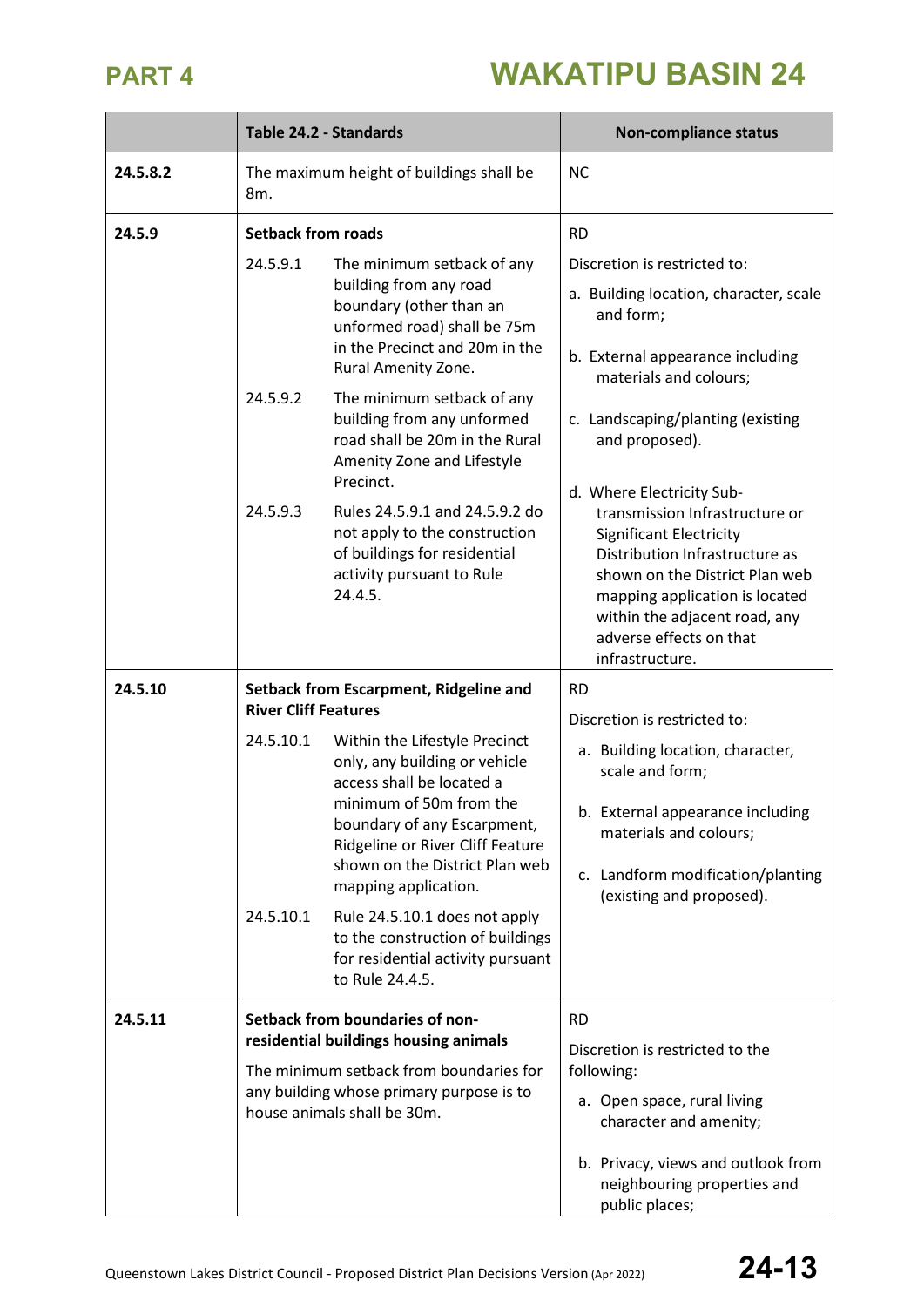| | Table 24.2 - Standards | Non-compliance status |
|---|---|---|
| 24.5.8.2 | The maximum height of buildings shall be 8m. | NC |
| 24.5.9 | **Setback from roads**<br><br>24.5.9.1 The minimum setback of any building from any road boundary (other than an unformed road) shall be 75m in the Precinct and 20m in the Rural Amenity Zone.<br><br>24.5.9.2 The minimum setback of any building from any unformed road shall be 20m in the Rural Amenity Zone and Lifestyle Precinct.<br><br>24.5.9.3 Rules 24.5.9.1 and 24.5.9.2 do not apply to the construction of buildings for residential activity pursuant to Rule 24.4.5. | RD<br><br>Discretion is restricted to:<br><br>a. Building location, character, scale and form;<br><br>b. External appearance including materials and colours;<br><br>c. Landscaping/planting (existing and proposed).<br><br>d. Where Electricity Sub-transmission Infrastructure or Significant Electricity Distribution Infrastructure as shown on the District Plan web mapping application is located within the adjacent road, any adverse effects on that infrastructure. |
| 24.5.10 | **Setback from Escarpment, Ridgeline and River Cliff Features**<br><br>24.5.10.1 Within the Lifestyle Precinct only, any building or vehicle access shall be located a minimum of 50m from the boundary of any Escarpment, Ridgeline or River Cliff Feature shown on the District Plan web mapping application.<br><br>24.5.10.1 Rule 24.5.10.1 does not apply to the construction of buildings for residential activity pursuant to Rule 24.4.5. | RD<br><br>Discretion is restricted to:<br><br>a. Building location, character, scale and form;<br><br>b. External appearance including materials and colours;<br><br>c. Landform modification/planting (existing and proposed). |
| 24.5.11 | **Setback from boundaries of non-residential buildings housing animals**<br><br>The minimum setback from boundaries for any building whose primary purpose is to house animals shall be 30m. | RD<br><br>Discretion is restricted to the following:<br><br>a. Open space, rural living character and amenity;<br><br>b. Privacy, views and outlook from neighbouring properties and public places; |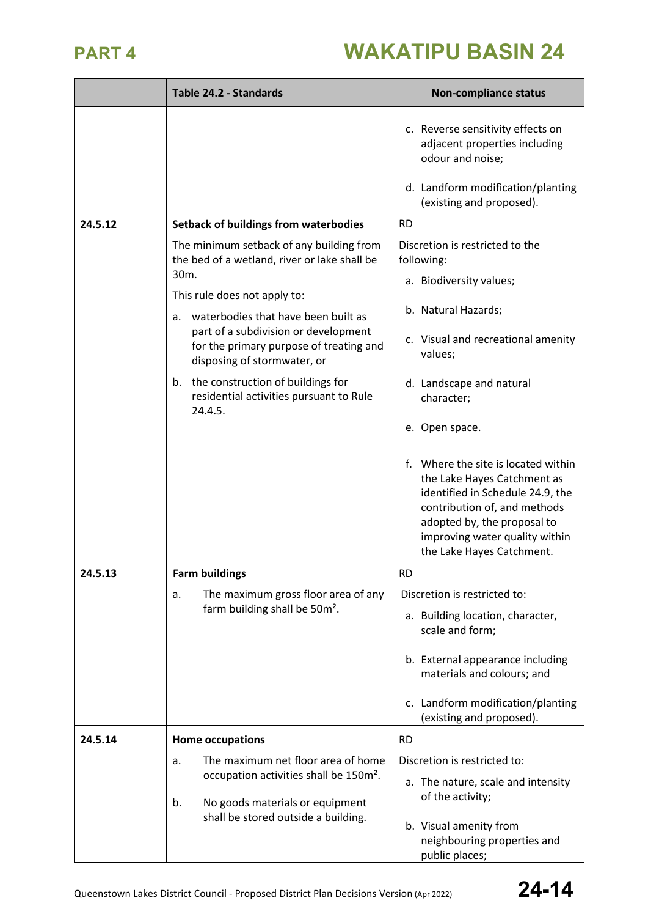| | Table 24.2 - Standards | Non-compliance status |
|---|---|---|
| | | c. Reverse sensitivity effects on adjacent properties including odour and noise;<br><br>d. Landform modification/planting (existing and proposed). |
| **24.5.12** | **Setback of buildings from waterbodies**<br><br>The minimum setback of any building from the bed of a wetland, river or lake shall be 30m.<br><br>This rule does not apply to:<br><br>a. waterbodies that have been built as part of a subdivision or development for the primary purpose of treating and disposing of stormwater, or<br><br>b. the construction of buildings for residential activities pursuant to Rule 24.4.5. | RD<br><br>Discretion is restricted to the following:<br><br>a. Biodiversity values;<br><br>b. Natural Hazards;<br><br>c. Visual and recreational amenity values;<br><br>d. Landscape and natural character;<br><br>e. Open space.<br><br>f. Where the site is located within the Lake Hayes Catchment as identified in Schedule 24.9, the contribution of, and methods adopted by, the proposal to improving water quality within the Lake Hayes Catchment. |
| **24.5.13** | **Farm buildings**<br><br>a. The maximum gross floor area of any farm building shall be 50m². | RD<br><br>Discretion is restricted to:<br><br>a. Building location, character, scale and form;<br><br>b. External appearance including materials and colours; and<br><br>c. Landform modification/planting (existing and proposed). |
| **24.5.14** | **Home occupations**<br><br>a. The maximum net floor area of home occupation activities shall be 150m².<br><br>b. No goods materials or equipment shall be stored outside a building. | RD<br><br>Discretion is restricted to:<br><br>a. The nature, scale and intensity of the activity;<br><br>b. Visual amenity from neighbouring properties and public places; |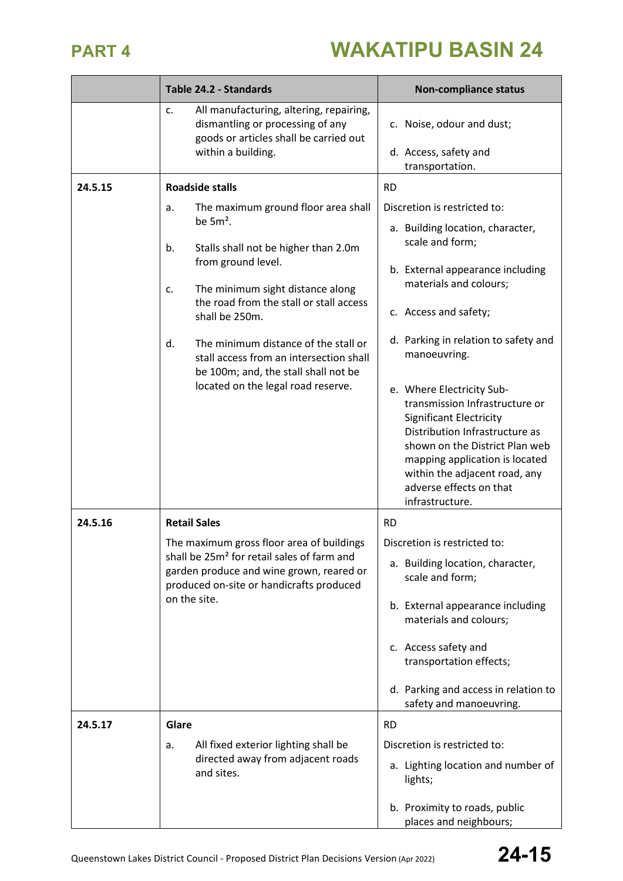| | Table 24.2 - Standards | Non-compliance status |
|---|---|---|
| | c. All manufacturing, altering, repairing, dismantling or processing of any goods or articles shall be carried out within a building. | c. Noise, odour and dust;<br><br>d. Access, safety and transportation. |
| 24.5.15 | **Roadside stalls**<br><br>a. The maximum ground floor area shall be 5m².<br><br>b. Stalls shall not be higher than 2.0m from ground level.<br><br>c. The minimum sight distance along the road from the stall or stall access shall be 250m.<br><br>d. The minimum distance of the stall or stall access from an intersection shall be 100m; and, the stall shall not be located on the legal road reserve. | RD<br><br>Discretion is restricted to:<br><br>a. Building location, character, scale and form;<br><br>b. External appearance including materials and colours;<br><br>c. Access and safety;<br><br>d. Parking in relation to safety and manoeuvring.<br><br>e. Where Electricity Sub-transmission Infrastructure or Significant Electricity Distribution Infrastructure as shown on the District Plan web mapping application is located within the adjacent road, any adverse effects on that infrastructure. |
| 24.5.16 | **Retail Sales**<br><br>The maximum gross floor area of buildings shall be 25m² for retail sales of farm and garden produce and wine grown, reared or produced on-site or handicrafts produced on the site. | RD<br><br>Discretion is restricted to:<br><br>a. Building location, character, scale and form;<br><br>b. External appearance including materials and colours;<br><br>c. Access safety and transportation effects;<br><br>d. Parking and access in relation to safety and manoeuvring. |
| 24.5.17 | **Glare**<br><br>a. All fixed exterior lighting shall be directed away from adjacent roads and sites. | RD<br><br>Discretion is restricted to:<br><br>a. Lighting location and number of lights;<br><br>b. Proximity to roads, public places and neighbours; |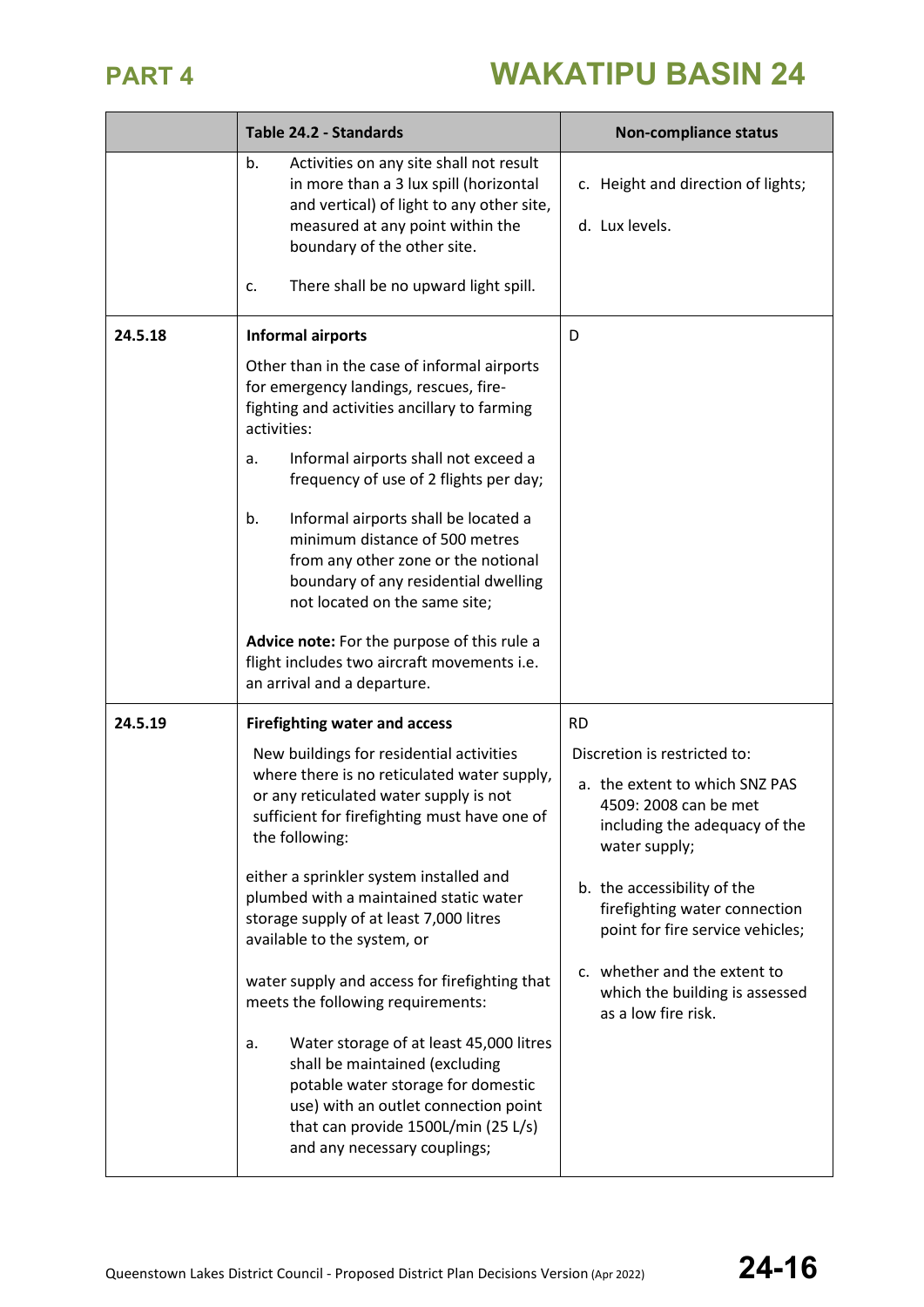| | Table 24.2 - Standards | Non-compliance status |
|---|---|---|
| | b. Activities on any site shall not result in more than a 3 lux spill (horizontal and vertical) of light to any other site, measured at any point within the boundary of the other site.<br><br>c. There shall be no upward light spill. | c. Height and direction of lights;<br><br>d. Lux levels. |
| 24.5.18 | **Informal airports**<br><br>Other than in the case of informal airports for emergency landings, rescues, fire-fighting and activities ancillary to farming activities:<br><br>a. Informal airports shall not exceed a frequency of use of 2 flights per day;<br><br>b. Informal airports shall be located a minimum distance of 500 metres from any other zone or the notional boundary of any residential dwelling not located on the same site;<br><br>**Advice note:** For the purpose of this rule a flight includes two aircraft movements i.e. an arrival and a departure. | D |
| 24.5.19 | **Firefighting water and access**<br><br>New buildings for residential activities where there is no reticulated water supply, or any reticulated water supply is not sufficient for firefighting must have one of the following:<br><br>either a sprinkler system installed and plumbed with a maintained static water storage supply of at least 7,000 litres available to the system, or<br><br>water supply and access for firefighting that meets the following requirements:<br><br>a. Water storage of at least 45,000 litres shall be maintained (excluding potable water storage for domestic use) with an outlet connection point that can provide 1500L/min (25 L/s) and any necessary couplings; | RD<br><br>Discretion is restricted to:<br><br>a. the extent to which SNZ PAS 4509: 2008 can be met including the adequacy of the water supply;<br><br>b. the accessibility of the firefighting water connection point for fire service vehicles;<br><br>c. whether and the extent to which the building is assessed as a low fire risk. |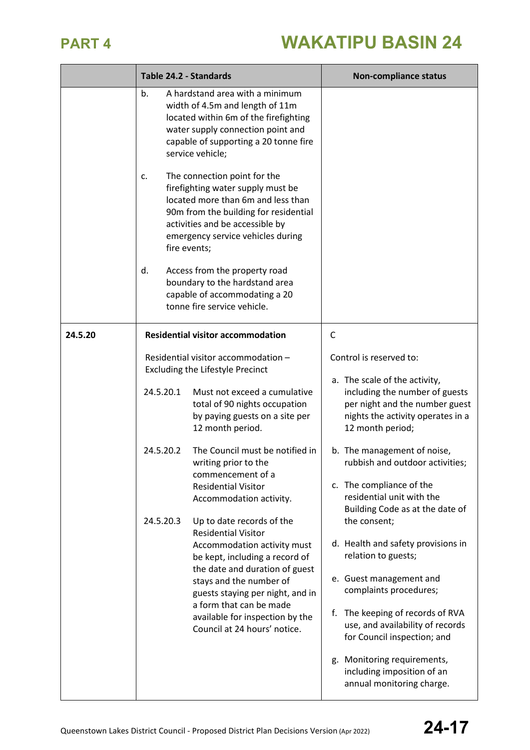| | Table 24.2 - Standards | Non-compliance status |
|---|---|---|
| | b. A hardstand area with a minimum width of 4.5m and length of 11m located within 6m of the firefighting water supply connection point and capable of supporting a 20 tonne fire service vehicle;<br><br>c. The connection point for the firefighting water supply must be located more than 6m and less than 90m from the building for residential activities and be accessible by emergency service vehicles during fire events;<br><br>d. Access from the property road boundary to the hardstand area capable of accommodating a 20 tonne fire service vehicle. | |
| 24.5.20 | **Residential visitor accommodation**<br><br>Residential visitor accommodation – Excluding the Lifestyle Precinct<br><br>24.5.20.1 Must not exceed a cumulative total of 90 nights occupation by paying guests on a site per 12 month period.<br><br>24.5.20.2 The Council must be notified in writing prior to the commencement of a Residential Visitor Accommodation activity.<br><br>24.5.20.3 Up to date records of the Residential Visitor Accommodation activity must be kept, including a record of the date and duration of guest stays and the number of guests staying per night, and in a form that can be made available for inspection by the Council at 24 hours' notice. | C<br><br>Control is reserved to:<br><br>a. The scale of the activity, including the number of guests per night and the number guest nights the activity operates in a 12 month period;<br><br>b. The management of noise, rubbish and outdoor activities;<br><br>c. The compliance of the residential unit with the Building Code as at the date of the consent;<br><br>d. Health and safety provisions in relation to guests;<br><br>e. Guest management and complaints procedures;<br><br>f. The keeping of records of RVA use, and availability of records for Council inspection; and<br><br>g. Monitoring requirements, including imposition of an annual monitoring charge. |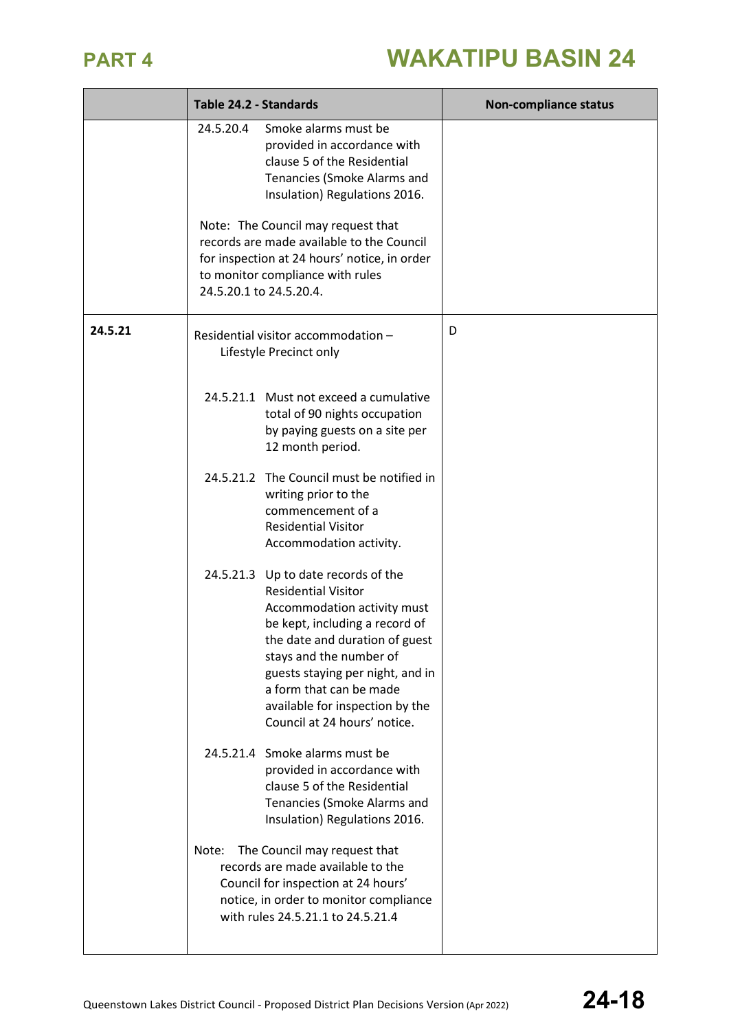| | Table 24.2 - Standards | Non-compliance status |
|---|---|---|
| | 24.5.20.4 Smoke alarms must be provided in accordance with clause 5 of the Residential Tenancies (Smoke Alarms and Insulation) Regulations 2016.<br><br>Note: The Council may request that records are made available to the Council for inspection at 24 hours' notice, in order to monitor compliance with rules 24.5.20.1 to 24.5.20.4. | |
| **24.5.21** | Residential visitor accommodation – Lifestyle Precinct only<br><br>24.5.21.1 Must not exceed a cumulative total of 90 nights occupation by paying guests on a site per 12 month period.<br><br>24.5.21.2 The Council must be notified in writing prior to the commencement of a Residential Visitor Accommodation activity.<br><br>24.5.21.3 Up to date records of the Residential Visitor Accommodation activity must be kept, including a record of the date and duration of guest stays and the number of guests staying per night, and in a form that can be made available for inspection by the Council at 24 hours' notice.<br><br>24.5.21.4 Smoke alarms must be provided in accordance with clause 5 of the Residential Tenancies (Smoke Alarms and Insulation) Regulations 2016.<br><br>Note: The Council may request that records are made available to the Council for inspection at 24 hours' notice, in order to monitor compliance with rules 24.5.21.1 to 24.5.21.4 | D |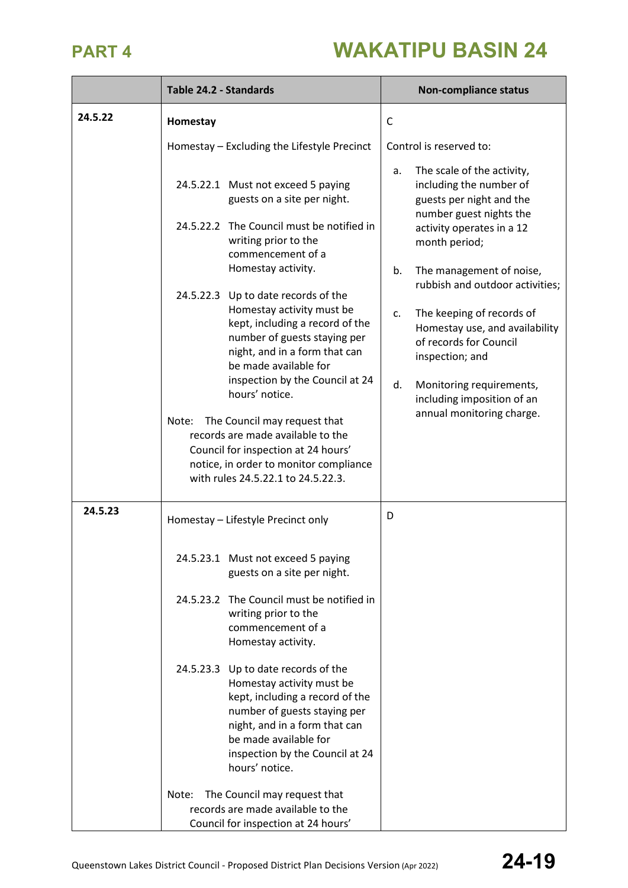| | Table 24.2 - Standards | Non-compliance status |
|---|---|---|
| 24.5.22 | **Homestay**<br><br>Homestay – Excluding the Lifestyle Precinct<br><br>24.5.22.1 Must not exceed 5 paying guests on a site per night.<br><br>24.5.22.2 The Council must be notified in writing prior to the commencement of a Homestay activity.<br><br>24.5.22.3 Up to date records of the Homestay activity must be kept, including a record of the number of guests staying per night, and in a form that can be made available for inspection by the Council at 24 hours' notice.<br><br>Note: The Council may request that records are made available to the Council for inspection at 24 hours' notice, in order to monitor compliance with rules 24.5.22.1 to 24.5.22.3. | C<br><br>Control is reserved to:<br><br>a. The scale of the activity, including the number of guests per night and the number guest nights the activity operates in a 12 month period;<br><br>b. The management of noise, rubbish and outdoor activities;<br><br>c. The keeping of records of Homestay use, and availability of records for Council inspection; and<br><br>d. Monitoring requirements, including imposition of an annual monitoring charge. |
| 24.5.23 | Homestay – Lifestyle Precinct only<br><br>24.5.23.1 Must not exceed 5 paying guests on a site per night.<br><br>24.5.23.2 The Council must be notified in writing prior to the commencement of a Homestay activity.<br><br>24.5.23.3 Up to date records of the Homestay activity must be kept, including a record of the number of guests staying per night, and in a form that can be made available for inspection by the Council at 24 hours' notice.<br><br>Note: The Council may request that records are made available to the Council for inspection at 24 hours' | D |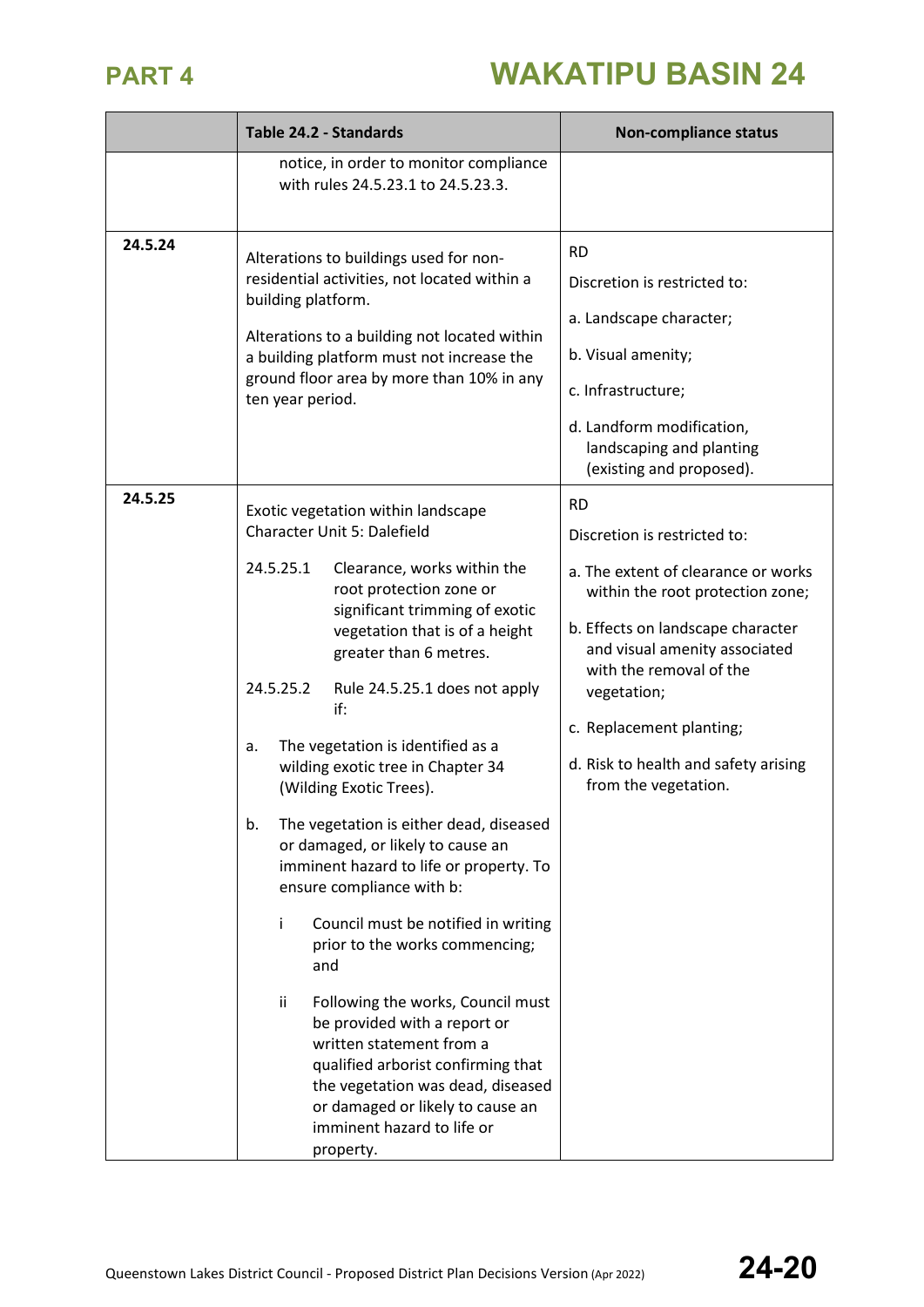| | Table 24.2 - Standards | Non-compliance status |
|---|---|---|
| | notice, in order to monitor compliance with rules 24.5.23.1 to 24.5.23.3. | |
| 24.5.24 | Alterations to buildings used for non-residential activities, not located within a building platform.<br><br>Alterations to a building not located within a building platform must not increase the ground floor area by more than 10% in any ten year period. | RD<br><br>Discretion is restricted to:<br><br>a. Landscape character;<br><br>b. Visual amenity;<br><br>c. Infrastructure;<br><br>d. Landform modification, landscaping and planting (existing and proposed). |
| 24.5.25 | Exotic vegetation within landscape Character Unit 5: Dalefield<br><br>24.5.25.1 Clearance, works within the root protection zone or significant trimming of exotic vegetation that is of a height greater than 6 metres.<br><br>24.5.25.2 Rule 24.5.25.1 does not apply if:<br><br>a. The vegetation is identified as a wilding exotic tree in Chapter 34 (Wilding Exotic Trees).<br><br>b. The vegetation is either dead, diseased or damaged, or likely to cause an imminent hazard to life or property. To ensure compliance with b:<br><br>i Council must be notified in writing prior to the works commencing; and<br><br>ii Following the works, Council must be provided with a report or written statement from a qualified arborist confirming that the vegetation was dead, diseased or damaged or likely to cause an imminent hazard to life or property. | RD<br><br>Discretion is restricted to:<br><br>a. The extent of clearance or works within the root protection zone;<br><br>b. Effects on landscape character and visual amenity associated with the removal of the vegetation;<br><br>c. Replacement planting;<br><br>d. Risk to health and safety arising from the vegetation. |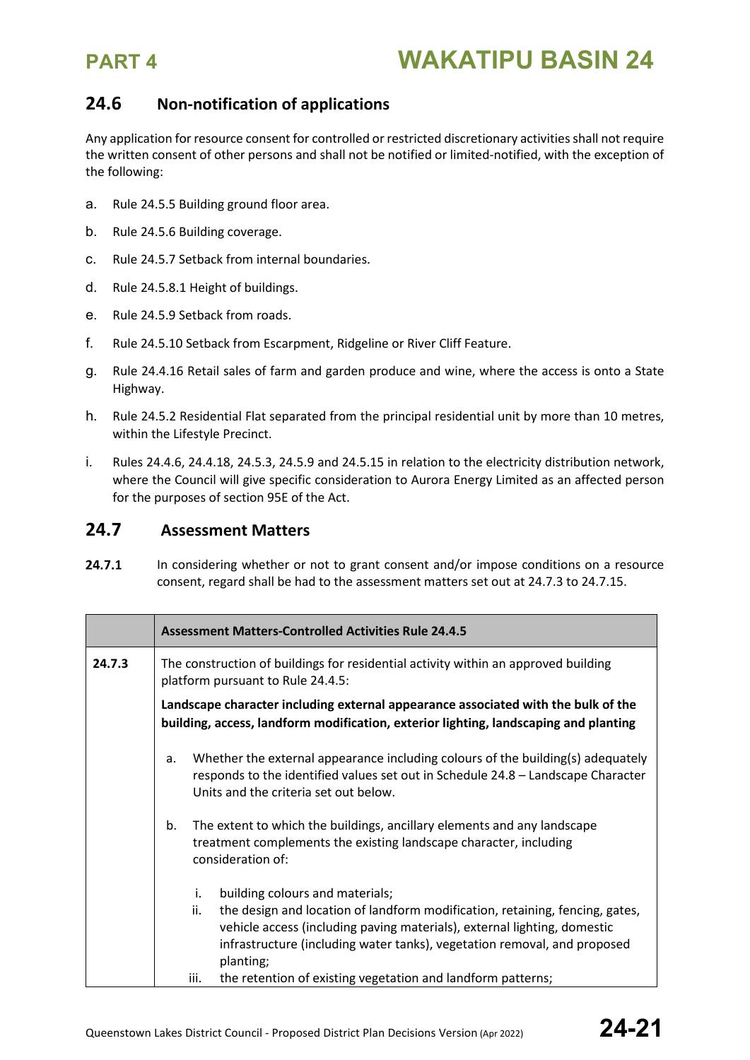## 24.6 Non-notification of applications

Any application for resource consent for controlled or restricted discretionary activities shall not require the written consent of other persons and shall not be notified or limited-notified, with the exception of the following:

a. Rule 24.5.5 Building ground floor area.

b. Rule 24.5.6 Building coverage.

c. Rule 24.5.7 Setback from internal boundaries.

d. Rule 24.5.8.1 Height of buildings.

e. Rule 24.5.9 Setback from roads.

f. Rule 24.5.10 Setback from Escarpment, Ridgeline or River Cliff Feature.

g. Rule 24.4.16 Retail sales of farm and garden produce and wine, where the access is onto a State Highway.

h. Rule 24.5.2 Residential Flat separated from the principal residential unit by more than 10 metres, within the Lifestyle Precinct.

i. Rules 24.4.6, 24.4.18, 24.5.3, 24.5.9 and 24.5.15 in relation to the electricity distribution network, where the Council will give specific consideration to Aurora Energy Limited as an affected person for the purposes of section 95E of the Act.

## 24.7 Assessment Matters

**24.7.1** In considering whether or not to grant consent and/or impose conditions on a resource consent, regard shall be had to the assessment matters set out at 24.7.3 to 24.7.15.

| | **Assessment Matters-Controlled Activities Rule 24.4.5** |
|---|---|
| **24.7.3** | The construction of buildings for residential activity within an approved building platform pursuant to Rule 24.4.5:<br><br>**Landscape character including external appearance associated with the bulk of the building, access, landform modification, exterior lighting, landscaping and planting**<br><br>a. Whether the external appearance including colours of the building(s) adequately responds to the identified values set out in Schedule 24.8 – Landscape Character Units and the criteria set out below.<br><br>b. The extent to which the buildings, ancillary elements and any landscape treatment complements the existing landscape character, including consideration of:<br><br>i. building colours and materials;<br>ii. the design and location of landform modification, retaining, fencing, gates, vehicle access (including paving materials), external lighting, domestic infrastructure (including water tanks), vegetation removal, and proposed planting;<br>iii. the retention of existing vegetation and landform patterns; |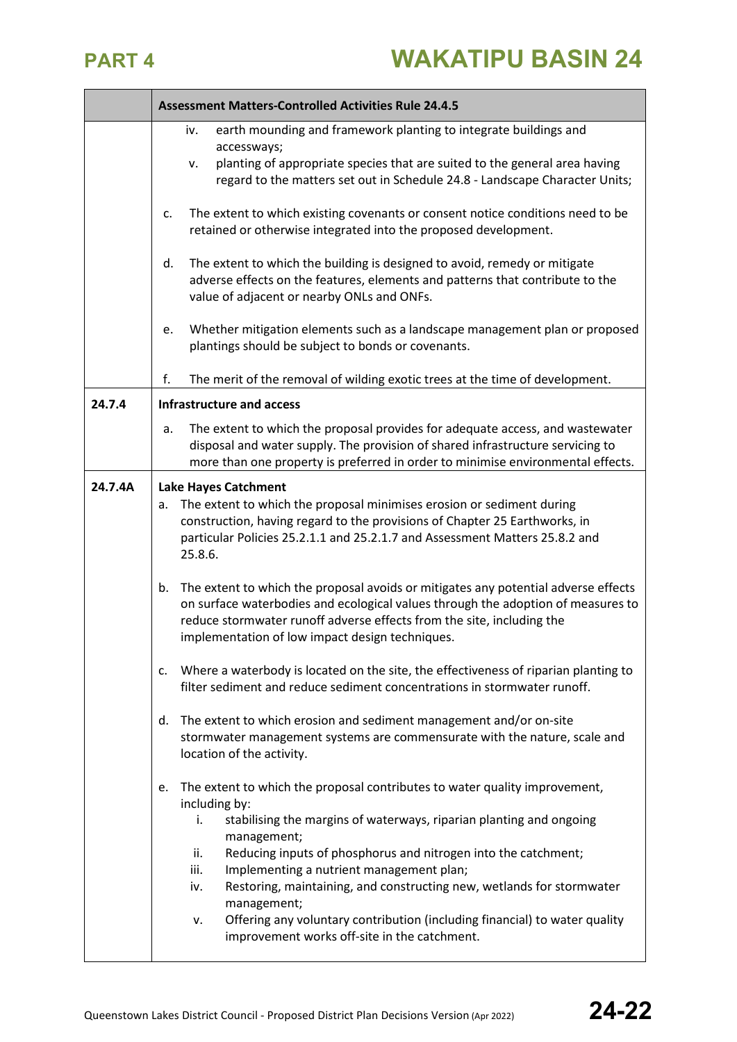| | Assessment Matters-Controlled Activities Rule 24.4.5 |
|---|---|
| | iv. earth mounding and framework planting to integrate buildings and accessways;<br>v. planting of appropriate species that are suited to the general area having regard to the matters set out in Schedule 24.8 - Landscape Character Units;<br><br>c. The extent to which existing covenants or consent notice conditions need to be retained or otherwise integrated into the proposed development.<br><br>d. The extent to which the building is designed to avoid, remedy or mitigate adverse effects on the features, elements and patterns that contribute to the value of adjacent or nearby ONLs and ONFs.<br><br>e. Whether mitigation elements such as a landscape management plan or proposed plantings should be subject to bonds or covenants.<br><br>f. The merit of the removal of wilding exotic trees at the time of development. |
| **24.7.4** | **Infrastructure and access**<br><br>a. The extent to which the proposal provides for adequate access, and wastewater disposal and water supply. The provision of shared infrastructure servicing to more than one property is preferred in order to minimise environmental effects. |
| **24.7.4A** | **Lake Hayes Catchment**<br>a. The extent to which the proposal minimises erosion or sediment during construction, having regard to the provisions of Chapter 25 Earthworks, in particular Policies 25.2.1.1 and 25.2.1.7 and Assessment Matters 25.8.2 and 25.8.6.<br><br>b. The extent to which the proposal avoids or mitigates any potential adverse effects on surface waterbodies and ecological values through the adoption of measures to reduce stormwater runoff adverse effects from the site, including the implementation of low impact design techniques.<br><br>c. Where a waterbody is located on the site, the effectiveness of riparian planting to filter sediment and reduce sediment concentrations in stormwater runoff.<br><br>d. The extent to which erosion and sediment management and/or on-site stormwater management systems are commensurate with the nature, scale and location of the activity.<br><br>e. The extent to which the proposal contributes to water quality improvement, including by:<br>i. stabilising the margins of waterways, riparian planting and ongoing management;<br>ii. Reducing inputs of phosphorus and nitrogen into the catchment;<br>iii. Implementing a nutrient management plan;<br>iv. Restoring, maintaining, and constructing new, wetlands for stormwater management;<br>v. Offering any voluntary contribution (including financial) to water quality improvement works off-site in the catchment. |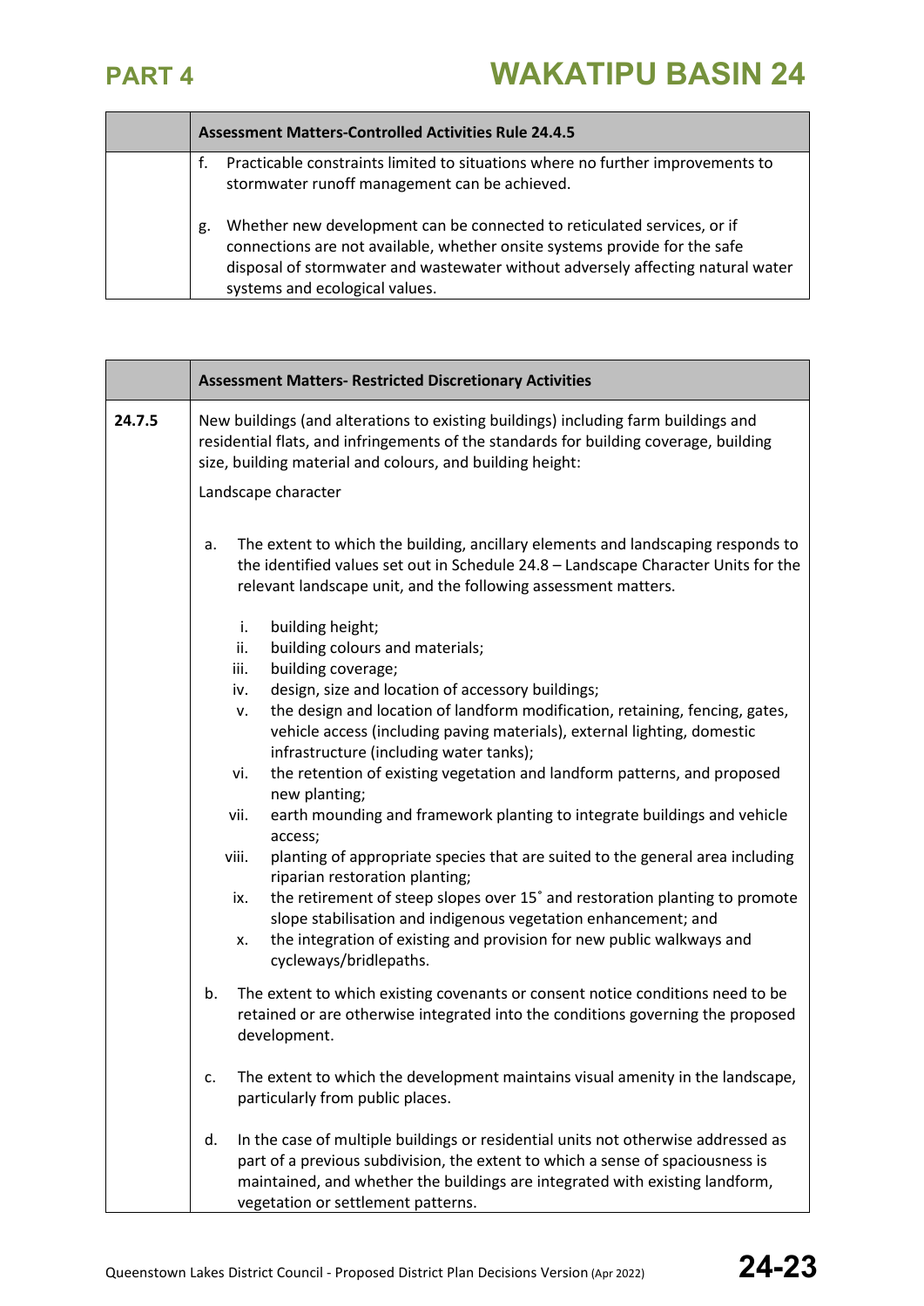| | Assessment Matters-Controlled Activities Rule 24.4.5 |
|---|---|
| | f. Practicable constraints limited to situations where no further improvements to stormwater runoff management can be achieved.<br><br>g. Whether new development can be connected to reticulated services, or if connections are not available, whether onsite systems provide for the safe disposal of stormwater and wastewater without adversely affecting natural water systems and ecological values. |

| | Assessment Matters- Restricted Discretionary Activities |
|---|---|
| 24.7.5 | New buildings (and alterations to existing buildings) including farm buildings and residential flats, and infringements of the standards for building coverage, building size, building material and colours, and building height:<br><br>Landscape character<br><br>a. The extent to which the building, ancillary elements and landscaping responds to the identified values set out in Schedule 24.8 – Landscape Character Units for the relevant landscape unit, and the following assessment matters.<br><br>i. building height;<br>ii. building colours and materials;<br>iii. building coverage;<br>iv. design, size and location of accessory buildings;<br>v. the design and location of landform modification, retaining, fencing, gates, vehicle access (including paving materials), external lighting, domestic infrastructure (including water tanks);<br>vi. the retention of existing vegetation and landform patterns, and proposed new planting;<br>vii. earth mounding and framework planting to integrate buildings and vehicle access;<br>viii. planting of appropriate species that are suited to the general area including riparian restoration planting;<br>ix. the retirement of steep slopes over 15˚ and restoration planting to promote slope stabilisation and indigenous vegetation enhancement; and<br>x. the integration of existing and provision for new public walkways and cycleways/bridlepaths.<br><br>b. The extent to which existing covenants or consent notice conditions need to be retained or are otherwise integrated into the conditions governing the proposed development.<br><br>c. The extent to which the development maintains visual amenity in the landscape, particularly from public places.<br><br>d. In the case of multiple buildings or residential units not otherwise addressed as part of a previous subdivision, the extent to which a sense of spaciousness is maintained, and whether the buildings are integrated with existing landform, vegetation or settlement patterns. |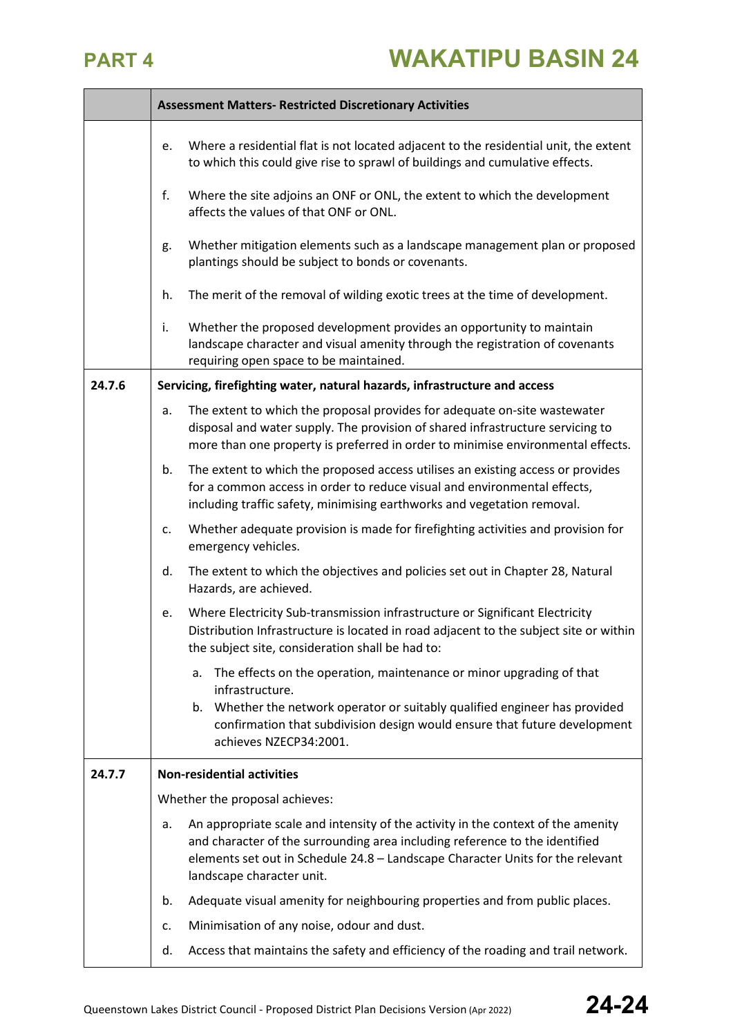| | Assessment Matters- Restricted Discretionary Activities |
|---|---|
| | e. Where a residential flat is not located adjacent to the residential unit, the extent to which this could give rise to sprawl of buildings and cumulative effects.<br><br>f. Where the site adjoins an ONF or ONL, the extent to which the development affects the values of that ONF or ONL.<br><br>g. Whether mitigation elements such as a landscape management plan or proposed plantings should be subject to bonds or covenants.<br><br>h. The merit of the removal of wilding exotic trees at the time of development.<br><br>i. Whether the proposed development provides an opportunity to maintain landscape character and visual amenity through the registration of covenants requiring open space to be maintained. |
| **24.7.6** | **Servicing, firefighting water, natural hazards, infrastructure and access** |
| | a. The extent to which the proposal provides for adequate on-site wastewater disposal and water supply. The provision of shared infrastructure servicing to more than one property is preferred in order to minimise environmental effects.<br><br>b. The extent to which the proposed access utilises an existing access or provides for a common access in order to reduce visual and environmental effects, including traffic safety, minimising earthworks and vegetation removal.<br><br>c. Whether adequate provision is made for firefighting activities and provision for emergency vehicles.<br><br>d. The extent to which the objectives and policies set out in Chapter 28, Natural Hazards, are achieved.<br><br>e. Where Electricity Sub-transmission infrastructure or Significant Electricity Distribution Infrastructure is located in road adjacent to the subject site or within the subject site, consideration shall be had to:<br><br>&nbsp;&nbsp;&nbsp;&nbsp;a. The effects on the operation, maintenance or minor upgrading of that infrastructure.<br>&nbsp;&nbsp;&nbsp;&nbsp;b. Whether the network operator or suitably qualified engineer has provided confirmation that subdivision design would ensure that future development achieves NZECP34:2001. |
| **24.7.7** | **Non-residential activities** |
| | Whether the proposal achieves:<br><br>a. An appropriate scale and intensity of the activity in the context of the amenity and character of the surrounding area including reference to the identified elements set out in Schedule 24.8 – Landscape Character Units for the relevant landscape character unit.<br><br>b. Adequate visual amenity for neighbouring properties and from public places.<br><br>c. Minimisation of any noise, odour and dust.<br><br>d. Access that maintains the safety and efficiency of the roading and trail network. |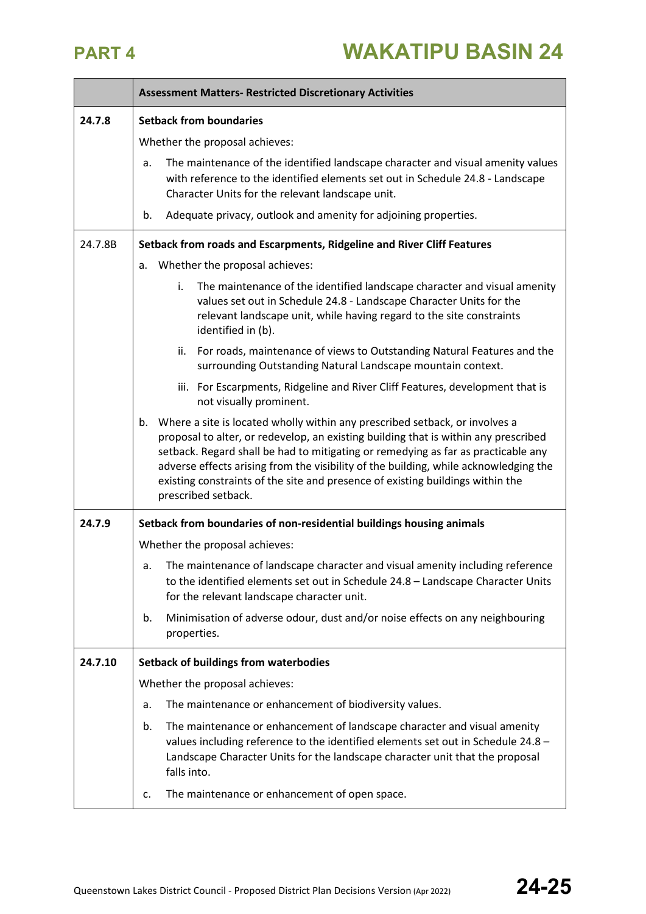| | Assessment Matters- Restricted Discretionary Activities |
|---|---|
| **24.7.8** | **Setback from boundaries**<br><br>Whether the proposal achieves:<br><br>a. The maintenance of the identified landscape character and visual amenity values with reference to the identified elements set out in Schedule 24.8 - Landscape Character Units for the relevant landscape unit.<br><br>b. Adequate privacy, outlook and amenity for adjoining properties. |
| 24.7.8B | **Setback from roads and Escarpments, Ridgeline and River Cliff Features**<br><br>a. Whether the proposal achieves:<br><br>i. The maintenance of the identified landscape character and visual amenity values set out in Schedule 24.8 - Landscape Character Units for the relevant landscape unit, while having regard to the site constraints identified in (b).<br><br>ii. For roads, maintenance of views to Outstanding Natural Features and the surrounding Outstanding Natural Landscape mountain context.<br><br>iii. For Escarpments, Ridgeline and River Cliff Features, development that is not visually prominent.<br><br>b. Where a site is located wholly within any prescribed setback, or involves a proposal to alter, or redevelop, an existing building that is within any prescribed setback. Regard shall be had to mitigating or remedying as far as practicable any adverse effects arising from the visibility of the building, while acknowledging the existing constraints of the site and presence of existing buildings within the prescribed setback. |
| **24.7.9** | **Setback from boundaries of non-residential buildings housing animals**<br><br>Whether the proposal achieves:<br><br>a. The maintenance of landscape character and visual amenity including reference to the identified elements set out in Schedule 24.8 – Landscape Character Units for the relevant landscape character unit.<br><br>b. Minimisation of adverse odour, dust and/or noise effects on any neighbouring properties. |
| **24.7.10** | **Setback of buildings from waterbodies**<br><br>Whether the proposal achieves:<br><br>a. The maintenance or enhancement of biodiversity values.<br><br>b. The maintenance or enhancement of landscape character and visual amenity values including reference to the identified elements set out in Schedule 24.8 – Landscape Character Units for the landscape character unit that the proposal falls into.<br><br>c. The maintenance or enhancement of open space. |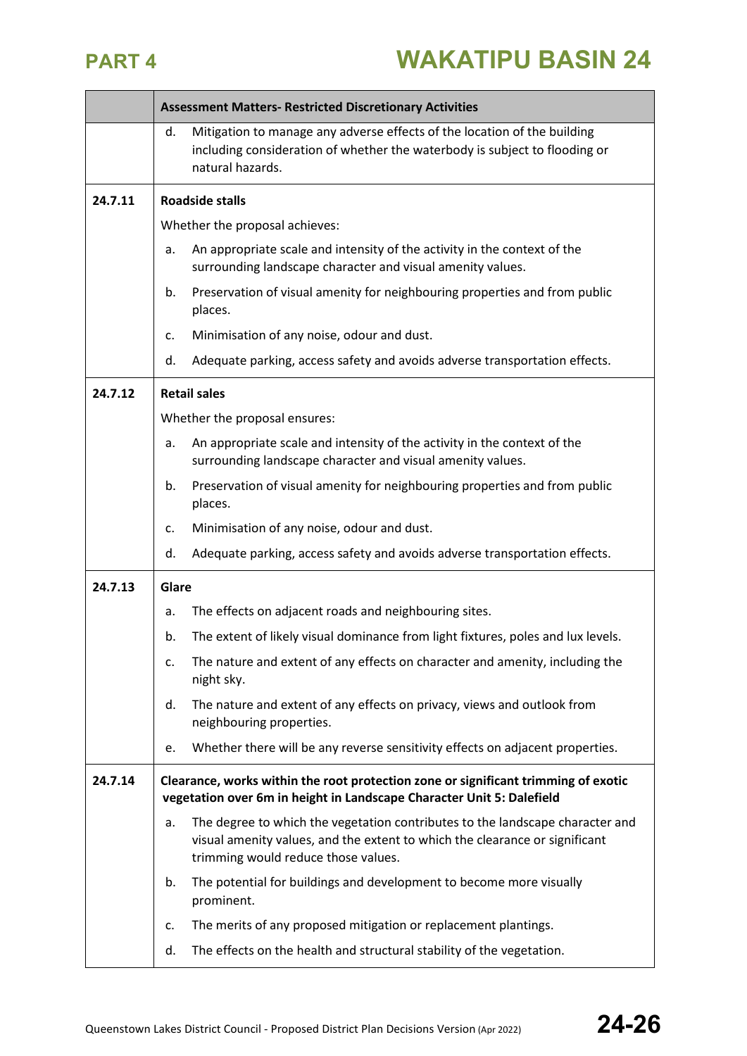| | Assessment Matters- Restricted Discretionary Activities |
|---|---|
| | d. Mitigation to manage any adverse effects of the location of the building including consideration of whether the waterbody is subject to flooding or natural hazards. |
| 24.7.11 | **Roadside stalls**<br><br>Whether the proposal achieves:<br><br>a. An appropriate scale and intensity of the activity in the context of the surrounding landscape character and visual amenity values.<br><br>b. Preservation of visual amenity for neighbouring properties and from public places.<br><br>c. Minimisation of any noise, odour and dust.<br><br>d. Adequate parking, access safety and avoids adverse transportation effects. |
| 24.7.12 | **Retail sales**<br><br>Whether the proposal ensures:<br><br>a. An appropriate scale and intensity of the activity in the context of the surrounding landscape character and visual amenity values.<br><br>b. Preservation of visual amenity for neighbouring properties and from public places.<br><br>c. Minimisation of any noise, odour and dust.<br><br>d. Adequate parking, access safety and avoids adverse transportation effects. |
| 24.7.13 | **Glare**<br><br>a. The effects on adjacent roads and neighbouring sites.<br><br>b. The extent of likely visual dominance from light fixtures, poles and lux levels.<br><br>c. The nature and extent of any effects on character and amenity, including the night sky.<br><br>d. The nature and extent of any effects on privacy, views and outlook from neighbouring properties.<br><br>e. Whether there will be any reverse sensitivity effects on adjacent properties. |
| 24.7.14 | **Clearance, works within the root protection zone or significant trimming of exotic vegetation over 6m in height in Landscape Character Unit 5: Dalefield**<br><br>a. The degree to which the vegetation contributes to the landscape character and visual amenity values, and the extent to which the clearance or significant trimming would reduce those values.<br><br>b. The potential for buildings and development to become more visually prominent.<br><br>c. The merits of any proposed mitigation or replacement plantings.<br><br>d. The effects on the health and structural stability of the vegetation. |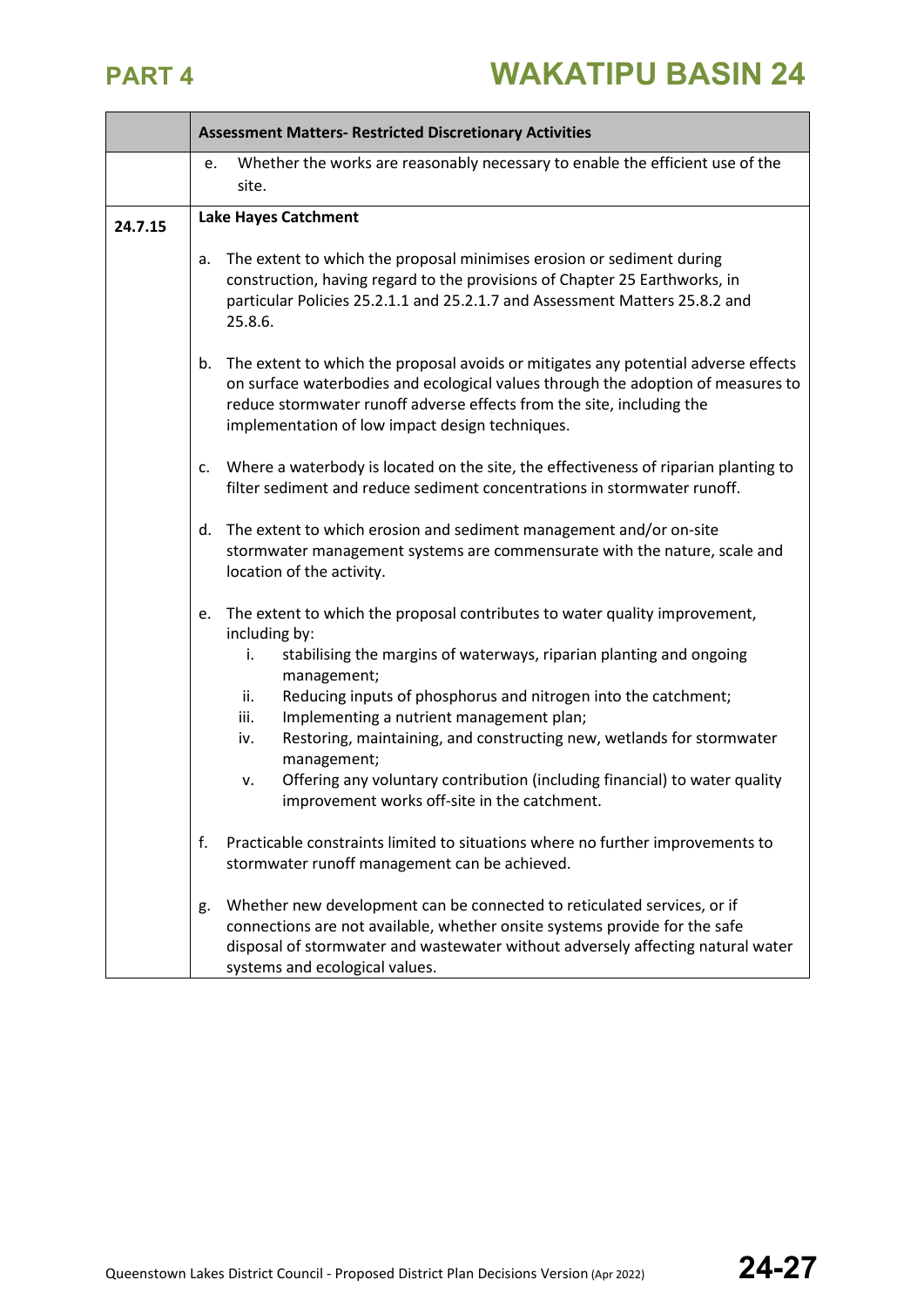| | Assessment Matters- Restricted Discretionary Activities |
|---|---|
| | e. Whether the works are reasonably necessary to enable the efficient use of the site. |
| 24.7.15 | **Lake Hayes Catchment**<br><br>a. The extent to which the proposal minimises erosion or sediment during construction, having regard to the provisions of Chapter 25 Earthworks, in particular Policies 25.2.1.1 and 25.2.1.7 and Assessment Matters 25.8.2 and 25.8.6.<br><br>b. The extent to which the proposal avoids or mitigates any potential adverse effects on surface waterbodies and ecological values through the adoption of measures to reduce stormwater runoff adverse effects from the site, including the implementation of low impact design techniques.<br><br>c. Where a waterbody is located on the site, the effectiveness of riparian planting to filter sediment and reduce sediment concentrations in stormwater runoff.<br><br>d. The extent to which erosion and sediment management and/or on-site stormwater management systems are commensurate with the nature, scale and location of the activity.<br><br>e. The extent to which the proposal contributes to water quality improvement, including by:<br>i. stabilising the margins of waterways, riparian planting and ongoing management;<br>ii. Reducing inputs of phosphorus and nitrogen into the catchment;<br>iii. Implementing a nutrient management plan;<br>iv. Restoring, maintaining, and constructing new, wetlands for stormwater management;<br>v. Offering any voluntary contribution (including financial) to water quality improvement works off-site in the catchment.<br><br>f. Practicable constraints limited to situations where no further improvements to stormwater runoff management can be achieved.<br><br>g. Whether new development can be connected to reticulated services, or if connections are not available, whether onsite systems provide for the safe disposal of stormwater and wastewater without adversely affecting natural water systems and ecological values. |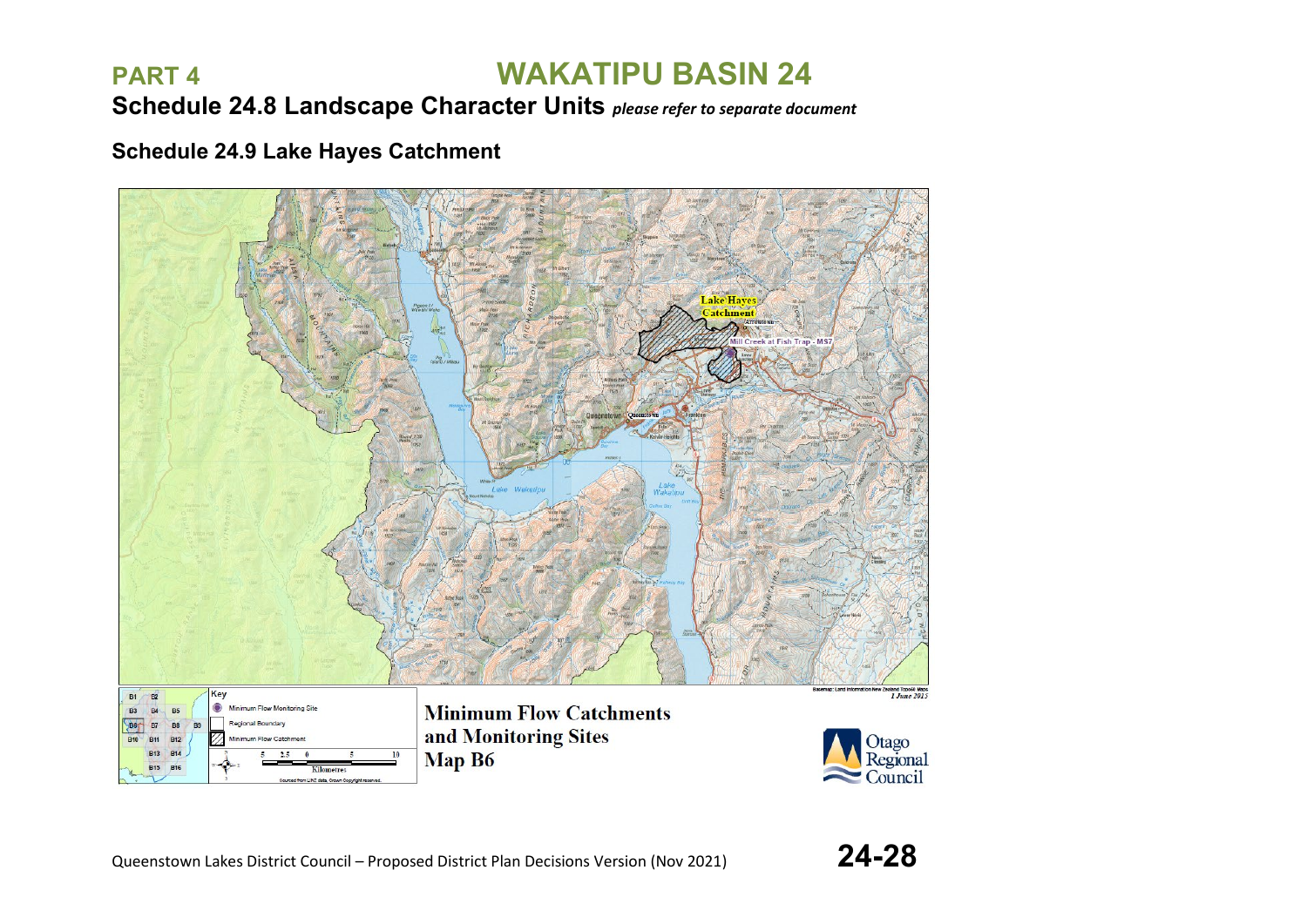# PART 4 WAKATIPU BASIN 24

## Schedule 24.8 Landscape Character Units *please refer to separate document*

## Schedule 24.9 Lake Hayes Catchment

Lake Hayes Catchment

Mill Creek at Fish Trap - MS7

Key

Minimum Flow Monitoring Site

Regional Boundary

Minimum Flow Catchment

5 2.5 0 5 10

Kilometres

Sourced from LINZ data, Crown Copyright reserved.

Basemap: Land Information New Zealand Topo50 Maps

1 June 2015

**Minimum Flow Catchments and Monitoring Sites**

**Map B6**

Otago Regional Council